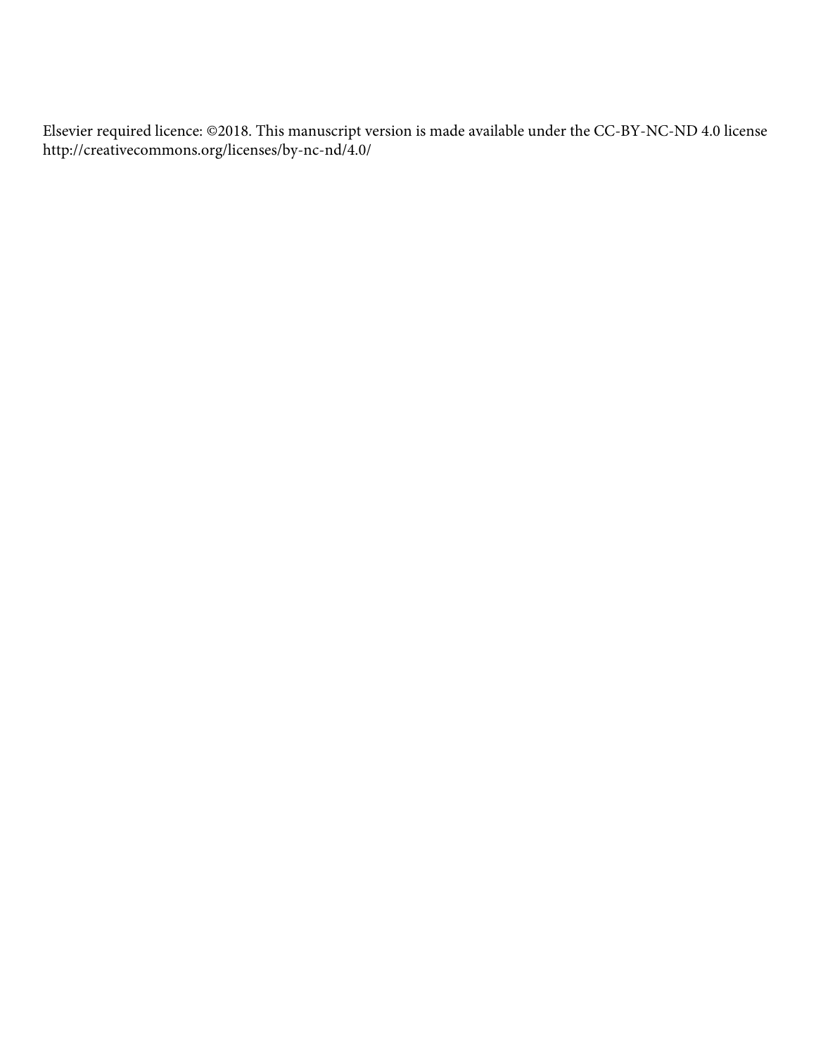Elsevier required licence: ©2018. This manuscript version is made available under the CC-BY-NC-ND 4.0 license http://creativecommons.org/licenses/by-nc-nd/4.0/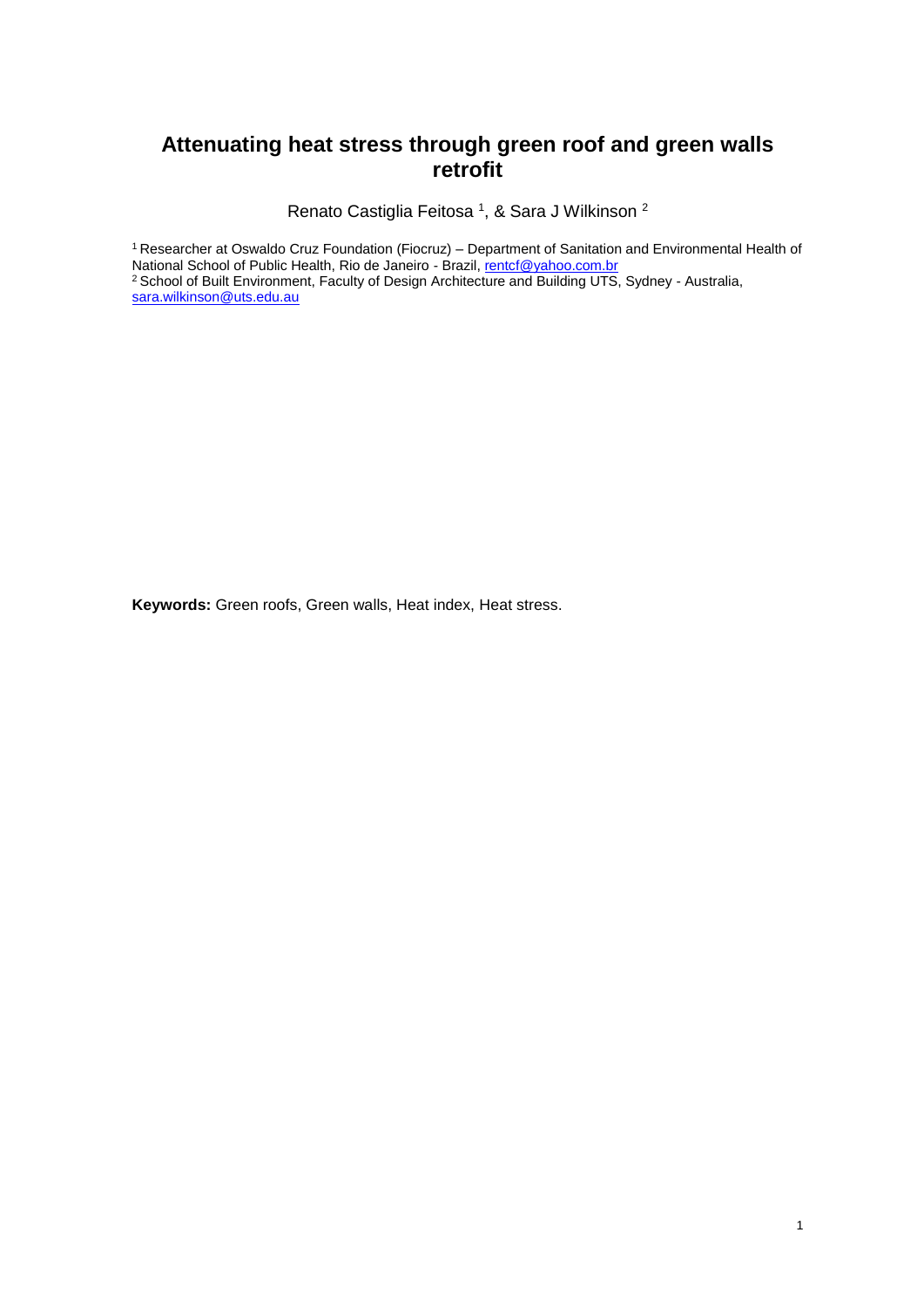# Attenuating heat stress through green roof and green walls retrofit

Renato Castiglia Feitosa [1], & Sara J Wilkinson [2]

[1] Researcher at Oswaldo Cruz Foundation (Fiocruz) – Department of Sanitation and Environmental Health of National School of Public Health, Rio de Janeiro - Brazil, rentcf@yahoo.com.br
[2] School of Built Environment, Faculty of Design Architecture and Building UTS, Sydney - Australia, sara.wilkinson@uts.edu.au

**Keywords:** Green roofs, Green walls, Heat index, Heat stress.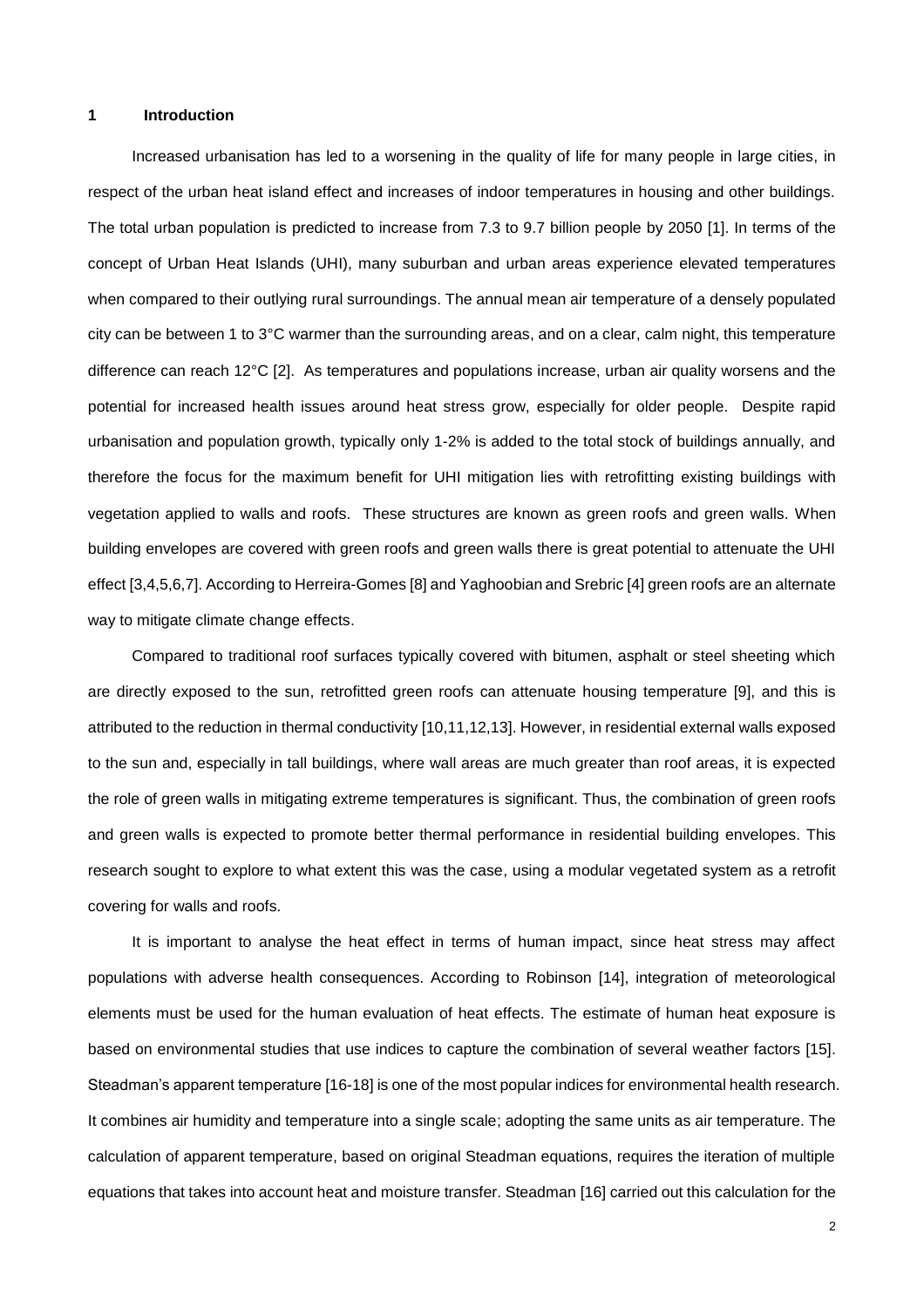## 1 Introduction

Increased urbanisation has led to a worsening in the quality of life for many people in large cities, in respect of the urban heat island effect and increases of indoor temperatures in housing and other buildings. The total urban population is predicted to increase from 7.3 to 9.7 billion people by 2050 [1]. In terms of the concept of Urban Heat Islands (UHI), many suburban and urban areas experience elevated temperatures when compared to their outlying rural surroundings. The annual mean air temperature of a densely populated city can be between 1 to 3°C warmer than the surrounding areas, and on a clear, calm night, this temperature difference can reach 12°C [2]. As temperatures and populations increase, urban air quality worsens and the potential for increased health issues around heat stress grow, especially for older people. Despite rapid urbanisation and population growth, typically only 1-2% is added to the total stock of buildings annually, and therefore the focus for the maximum benefit for UHI mitigation lies with retrofitting existing buildings with vegetation applied to walls and roofs. These structures are known as green roofs and green walls. When building envelopes are covered with green roofs and green walls there is great potential to attenuate the UHI effect [3,4,5,6,7]. According to Herreira-Gomes [8] and Yaghoobian and Srebric [4] green roofs are an alternate way to mitigate climate change effects.

Compared to traditional roof surfaces typically covered with bitumen, asphalt or steel sheeting which are directly exposed to the sun, retrofitted green roofs can attenuate housing temperature [9], and this is attributed to the reduction in thermal conductivity [10,11,12,13]. However, in residential external walls exposed to the sun and, especially in tall buildings, where wall areas are much greater than roof areas, it is expected the role of green walls in mitigating extreme temperatures is significant. Thus, the combination of green roofs and green walls is expected to promote better thermal performance in residential building envelopes. This research sought to explore to what extent this was the case, using a modular vegetated system as a retrofit covering for walls and roofs.

It is important to analyse the heat effect in terms of human impact, since heat stress may affect populations with adverse health consequences. According to Robinson [14], integration of meteorological elements must be used for the human evaluation of heat effects. The estimate of human heat exposure is based on environmental studies that use indices to capture the combination of several weather factors [15]. Steadman's apparent temperature [16-18] is one of the most popular indices for environmental health research. It combines air humidity and temperature into a single scale; adopting the same units as air temperature. The calculation of apparent temperature, based on original Steadman equations, requires the iteration of multiple equations that takes into account heat and moisture transfer. Steadman [16] carried out this calculation for the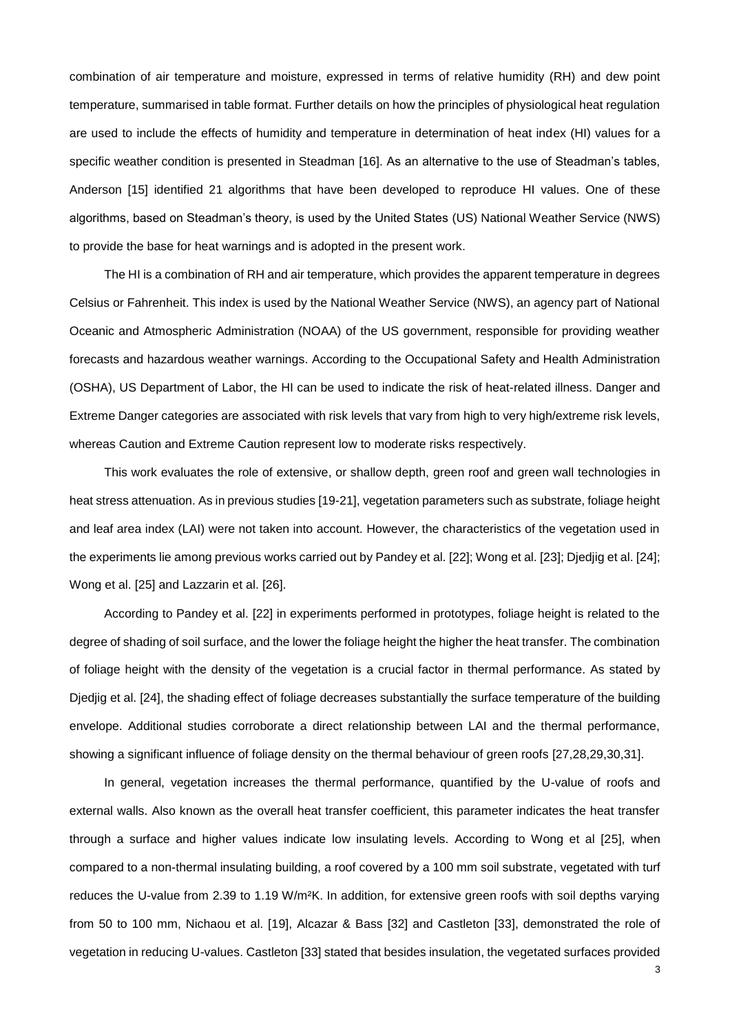combination of air temperature and moisture, expressed in terms of relative humidity (RH) and dew point temperature, summarised in table format. Further details on how the principles of physiological heat regulation are used to include the effects of humidity and temperature in determination of heat index (HI) values for a specific weather condition is presented in Steadman [16]. As an alternative to the use of Steadman's tables, Anderson [15] identified 21 algorithms that have been developed to reproduce HI values. One of these algorithms, based on Steadman's theory, is used by the United States (US) National Weather Service (NWS) to provide the base for heat warnings and is adopted in the present work.

The HI is a combination of RH and air temperature, which provides the apparent temperature in degrees Celsius or Fahrenheit. This index is used by the National Weather Service (NWS), an agency part of National Oceanic and Atmospheric Administration (NOAA) of the US government, responsible for providing weather forecasts and hazardous weather warnings. According to the Occupational Safety and Health Administration (OSHA), US Department of Labor, the HI can be used to indicate the risk of heat-related illness. Danger and Extreme Danger categories are associated with risk levels that vary from high to very high/extreme risk levels, whereas Caution and Extreme Caution represent low to moderate risks respectively.

This work evaluates the role of extensive, or shallow depth, green roof and green wall technologies in heat stress attenuation. As in previous studies [19-21], vegetation parameters such as substrate, foliage height and leaf area index (LAI) were not taken into account. However, the characteristics of the vegetation used in the experiments lie among previous works carried out by Pandey et al. [22]; Wong et al. [23]; Djedjig et al. [24]; Wong et al. [25] and Lazzarin et al. [26].

According to Pandey et al. [22] in experiments performed in prototypes, foliage height is related to the degree of shading of soil surface, and the lower the foliage height the higher the heat transfer. The combination of foliage height with the density of the vegetation is a crucial factor in thermal performance. As stated by Djedjig et al. [24], the shading effect of foliage decreases substantially the surface temperature of the building envelope. Additional studies corroborate a direct relationship between LAI and the thermal performance, showing a significant influence of foliage density on the thermal behaviour of green roofs [27,28,29,30,31].

In general, vegetation increases the thermal performance, quantified by the U-value of roofs and external walls. Also known as the overall heat transfer coefficient, this parameter indicates the heat transfer through a surface and higher values indicate low insulating levels. According to Wong et al [25], when compared to a non-thermal insulating building, a roof covered by a 100 mm soil substrate, vegetated with turf reduces the U-value from 2.39 to 1.19 W/m²K. In addition, for extensive green roofs with soil depths varying from 50 to 100 mm, Nichaou et al. [19], Alcazar & Bass [32] and Castleton [33], demonstrated the role of vegetation in reducing U-values. Castleton [33] stated that besides insulation, the vegetated surfaces provided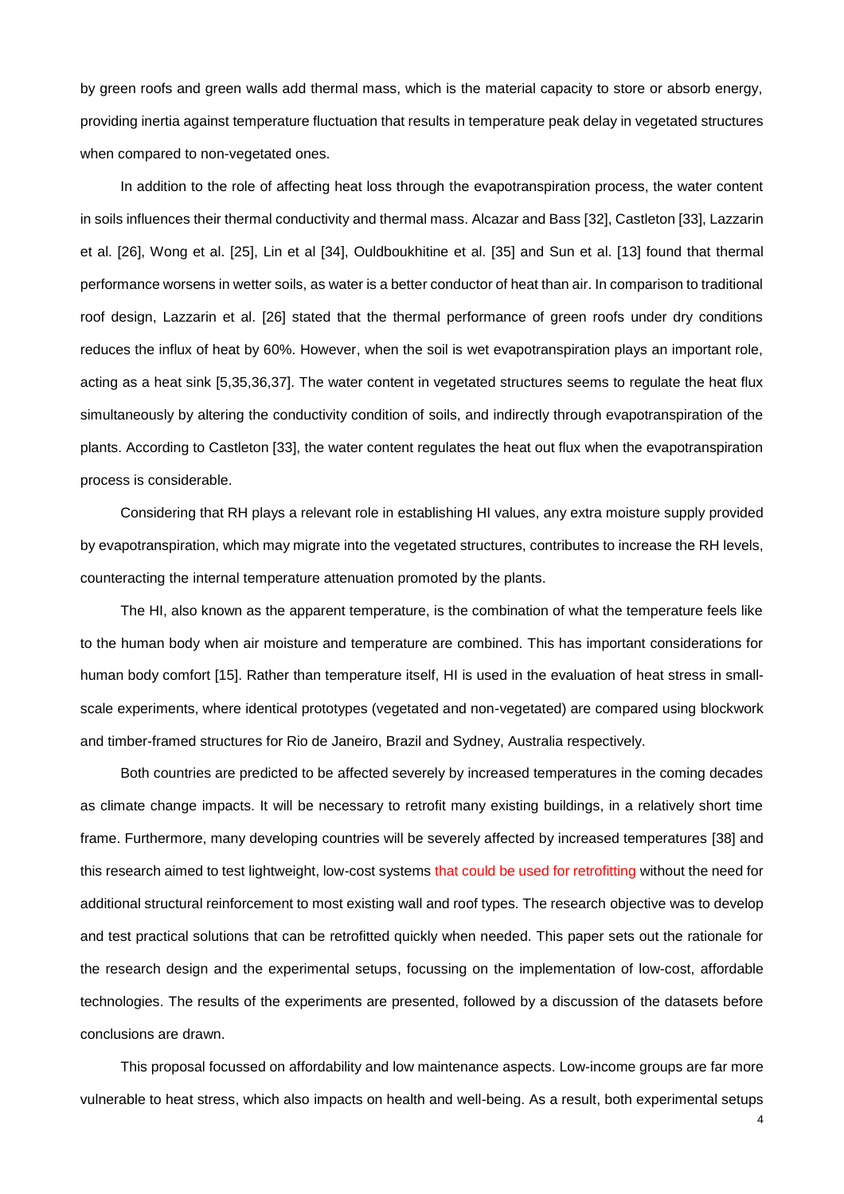by green roofs and green walls add thermal mass, which is the material capacity to store or absorb energy, providing inertia against temperature fluctuation that results in temperature peak delay in vegetated structures when compared to non-vegetated ones.

In addition to the role of affecting heat loss through the evapotranspiration process, the water content in soils influences their thermal conductivity and thermal mass. Alcazar and Bass [32], Castleton [33], Lazzarin et al. [26], Wong et al. [25], Lin et al [34], Ouldboukhitine et al. [35] and Sun et al. [13] found that thermal performance worsens in wetter soils, as water is a better conductor of heat than air. In comparison to traditional roof design, Lazzarin et al. [26] stated that the thermal performance of green roofs under dry conditions reduces the influx of heat by 60%. However, when the soil is wet evapotranspiration plays an important role, acting as a heat sink [5,35,36,37]. The water content in vegetated structures seems to regulate the heat flux simultaneously by altering the conductivity condition of soils, and indirectly through evapotranspiration of the plants. According to Castleton [33], the water content regulates the heat out flux when the evapotranspiration process is considerable.

Considering that RH plays a relevant role in establishing HI values, any extra moisture supply provided by evapotranspiration, which may migrate into the vegetated structures, contributes to increase the RH levels, counteracting the internal temperature attenuation promoted by the plants.

The HI, also known as the apparent temperature, is the combination of what the temperature feels like to the human body when air moisture and temperature are combined. This has important considerations for human body comfort [15]. Rather than temperature itself, HI is used in the evaluation of heat stress in small-scale experiments, where identical prototypes (vegetated and non-vegetated) are compared using blockwork and timber-framed structures for Rio de Janeiro, Brazil and Sydney, Australia respectively.

Both countries are predicted to be affected severely by increased temperatures in the coming decades as climate change impacts. It will be necessary to retrofit many existing buildings, in a relatively short time frame. Furthermore, many developing countries will be severely affected by increased temperatures [38] and this research aimed to test lightweight, low-cost systems that could be used for retrofitting without the need for additional structural reinforcement to most existing wall and roof types. The research objective was to develop and test practical solutions that can be retrofitted quickly when needed. This paper sets out the rationale for the research design and the experimental setups, focussing on the implementation of low-cost, affordable technologies. The results of the experiments are presented, followed by a discussion of the datasets before conclusions are drawn.

This proposal focussed on affordability and low maintenance aspects. Low-income groups are far more vulnerable to heat stress, which also impacts on health and well-being. As a result, both experimental setups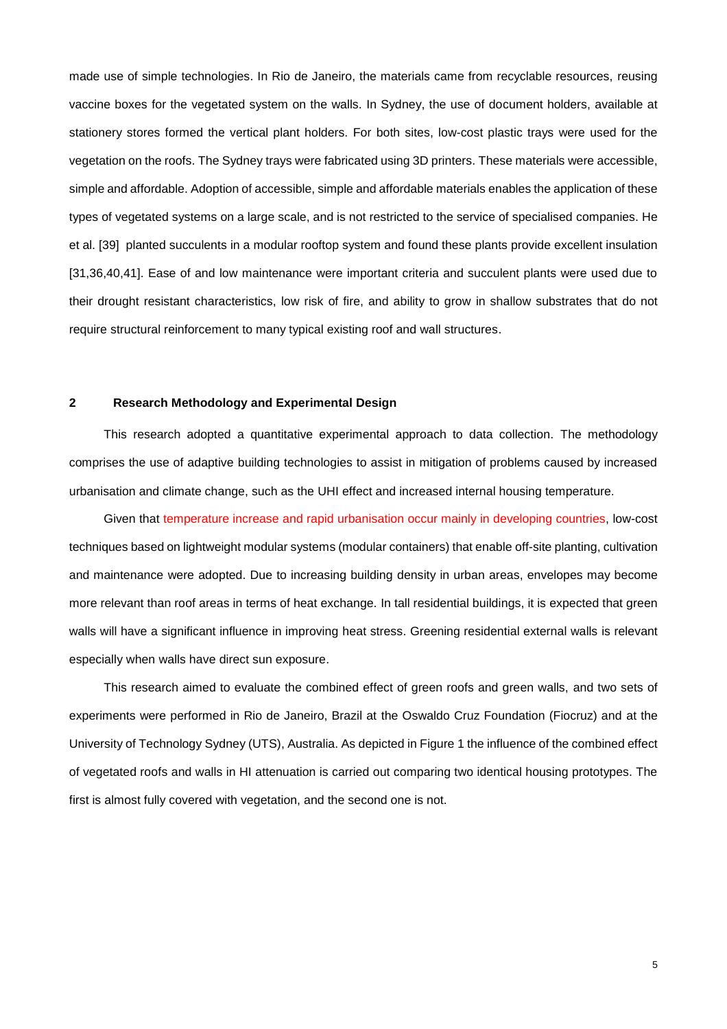made use of simple technologies. In Rio de Janeiro, the materials came from recyclable resources, reusing vaccine boxes for the vegetated system on the walls. In Sydney, the use of document holders, available at stationery stores formed the vertical plant holders. For both sites, low-cost plastic trays were used for the vegetation on the roofs. The Sydney trays were fabricated using 3D printers. These materials were accessible, simple and affordable. Adoption of accessible, simple and affordable materials enables the application of these types of vegetated systems on a large scale, and is not restricted to the service of specialised companies. He et al. [39] planted succulents in a modular rooftop system and found these plants provide excellent insulation [31,36,40,41]. Ease of and low maintenance were important criteria and succulent plants were used due to their drought resistant characteristics, low risk of fire, and ability to grow in shallow substrates that do not require structural reinforcement to many typical existing roof and wall structures.

## 2 Research Methodology and Experimental Design

This research adopted a quantitative experimental approach to data collection. The methodology comprises the use of adaptive building technologies to assist in mitigation of problems caused by increased urbanisation and climate change, such as the UHI effect and increased internal housing temperature.

Given that temperature increase and rapid urbanisation occur mainly in developing countries, low-cost techniques based on lightweight modular systems (modular containers) that enable off-site planting, cultivation and maintenance were adopted. Due to increasing building density in urban areas, envelopes may become more relevant than roof areas in terms of heat exchange. In tall residential buildings, it is expected that green walls will have a significant influence in improving heat stress. Greening residential external walls is relevant especially when walls have direct sun exposure.

This research aimed to evaluate the combined effect of green roofs and green walls, and two sets of experiments were performed in Rio de Janeiro, Brazil at the Oswaldo Cruz Foundation (Fiocruz) and at the University of Technology Sydney (UTS), Australia. As depicted in Figure 1 the influence of the combined effect of vegetated roofs and walls in HI attenuation is carried out comparing two identical housing prototypes. The first is almost fully covered with vegetation, and the second one is not.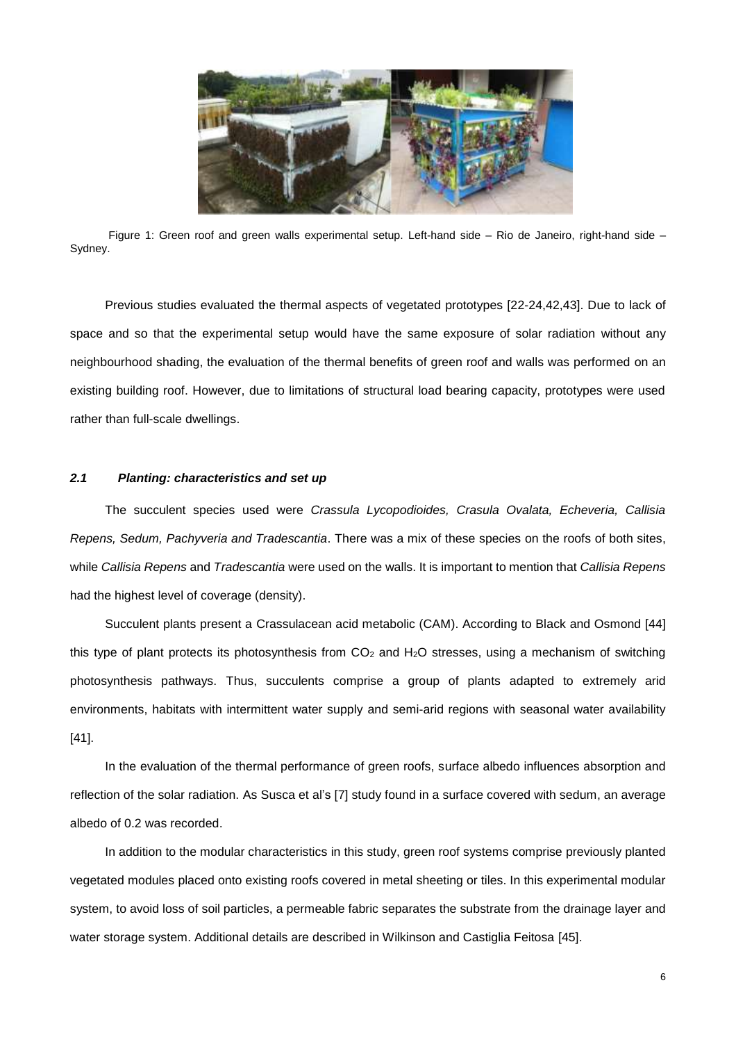Figure 1: Green roof and green walls experimental setup. Left-hand side – Rio de Janeiro, right-hand side – Sydney.

Previous studies evaluated the thermal aspects of vegetated prototypes [22-24,42,43]. Due to lack of space and so that the experimental setup would have the same exposure of solar radiation without any neighbourhood shading, the evaluation of the thermal benefits of green roof and walls was performed on an existing building roof. However, due to limitations of structural load bearing capacity, prototypes were used rather than full-scale dwellings.

### *2.1 Planting: characteristics and set up*

The succulent species used were *Crassula Lycopodioides, Crasula Ovalata, Echeveria, Callisia Repens, Sedum, Pachyveria and Tradescantia*. There was a mix of these species on the roofs of both sites, while *Callisia Repens* and *Tradescantia* were used on the walls. It is important to mention that *Callisia Repens* had the highest level of coverage (density).

Succulent plants present a Crassulacean acid metabolic (CAM). According to Black and Osmond [44] this type of plant protects its photosynthesis from $CO_2$ and $H_2O$ stresses, using a mechanism of switching photosynthesis pathways. Thus, succulents comprise a group of plants adapted to extremely arid environments, habitats with intermittent water supply and semi-arid regions with seasonal water availability [41].

In the evaluation of the thermal performance of green roofs, surface albedo influences absorption and reflection of the solar radiation. As Susca et al's [7] study found in a surface covered with sedum, an average albedo of 0.2 was recorded.

In addition to the modular characteristics in this study, green roof systems comprise previously planted vegetated modules placed onto existing roofs covered in metal sheeting or tiles. In this experimental modular system, to avoid loss of soil particles, a permeable fabric separates the substrate from the drainage layer and water storage system. Additional details are described in Wilkinson and Castiglia Feitosa [45].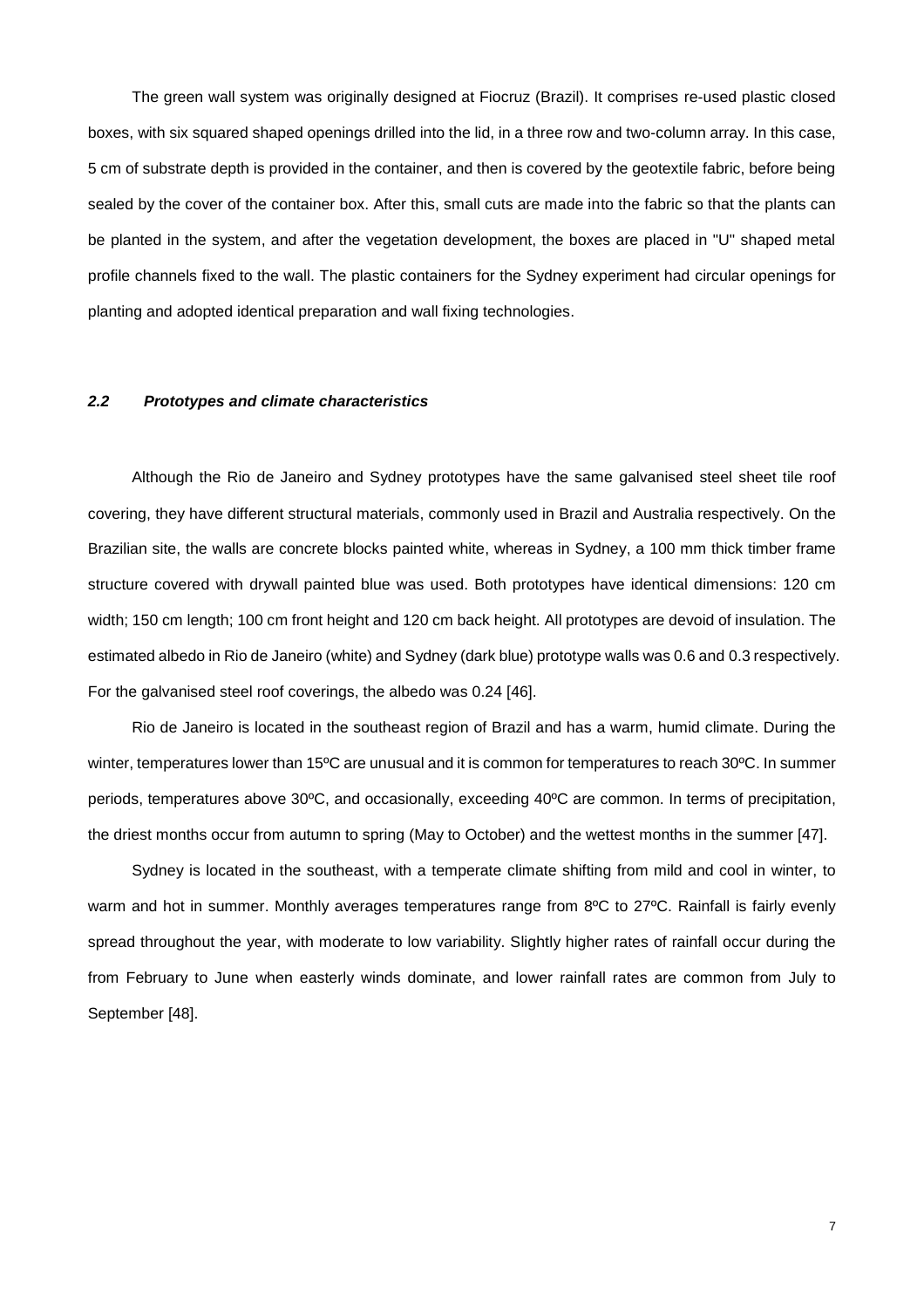The green wall system was originally designed at Fiocruz (Brazil). It comprises re-used plastic closed boxes, with six squared shaped openings drilled into the lid, in a three row and two-column array. In this case, 5 cm of substrate depth is provided in the container, and then is covered by the geotextile fabric, before being sealed by the cover of the container box. After this, small cuts are made into the fabric so that the plants can be planted in the system, and after the vegetation development, the boxes are placed in "U" shaped metal profile channels fixed to the wall. The plastic containers for the Sydney experiment had circular openings for planting and adopted identical preparation and wall fixing technologies.

### *2.2 Prototypes and climate characteristics*

Although the Rio de Janeiro and Sydney prototypes have the same galvanised steel sheet tile roof covering, they have different structural materials, commonly used in Brazil and Australia respectively. On the Brazilian site, the walls are concrete blocks painted white, whereas in Sydney, a 100 mm thick timber frame structure covered with drywall painted blue was used. Both prototypes have identical dimensions: 120 cm width; 150 cm length; 100 cm front height and 120 cm back height. All prototypes are devoid of insulation. The estimated albedo in Rio de Janeiro (white) and Sydney (dark blue) prototype walls was 0.6 and 0.3 respectively. For the galvanised steel roof coverings, the albedo was 0.24 [46].

Rio de Janeiro is located in the southeast region of Brazil and has a warm, humid climate. During the winter, temperatures lower than 15ºC are unusual and it is common for temperatures to reach 30ºC. In summer periods, temperatures above 30ºC, and occasionally, exceeding 40ºC are common. In terms of precipitation, the driest months occur from autumn to spring (May to October) and the wettest months in the summer [47].

Sydney is located in the southeast, with a temperate climate shifting from mild and cool in winter, to warm and hot in summer. Monthly averages temperatures range from 8ºC to 27ºC. Rainfall is fairly evenly spread throughout the year, with moderate to low variability. Slightly higher rates of rainfall occur during the from February to June when easterly winds dominate, and lower rainfall rates are common from July to September [48].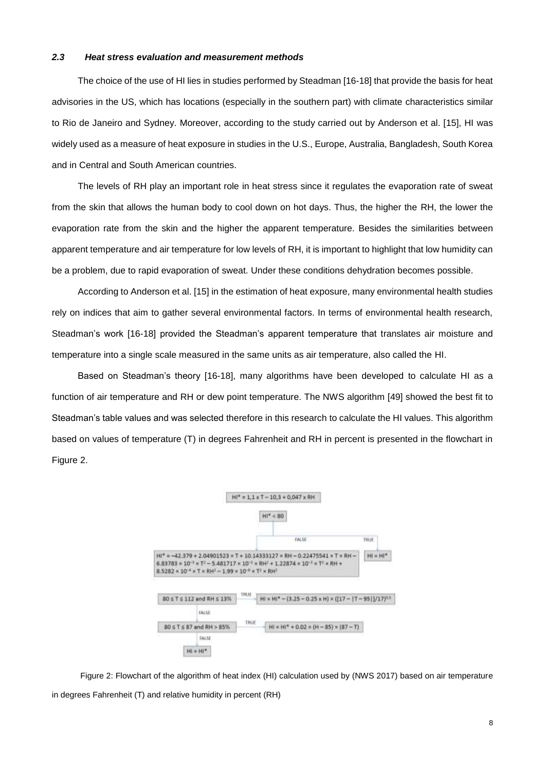### *2.3 Heat stress evaluation and measurement methods*

The choice of the use of HI lies in studies performed by Steadman [16-18] that provide the basis for heat advisories in the US, which has locations (especially in the southern part) with climate characteristics similar to Rio de Janeiro and Sydney. Moreover, according to the study carried out by Anderson et al. [15], HI was widely used as a measure of heat exposure in studies in the U.S., Europe, Australia, Bangladesh, South Korea and in Central and South American countries.

The levels of RH play an important role in heat stress since it regulates the evaporation rate of sweat from the skin that allows the human body to cool down on hot days. Thus, the higher the RH, the lower the evaporation rate from the skin and the higher the apparent temperature. Besides the similarities between apparent temperature and air temperature for low levels of RH, it is important to highlight that low humidity can be a problem, due to rapid evaporation of sweat. Under these conditions dehydration becomes possible.

According to Anderson et al. [15] in the estimation of heat exposure, many environmental health studies rely on indices that aim to gather several environmental factors. In terms of environmental health research, Steadman's work [16-18] provided the Steadman's apparent temperature that translates air moisture and temperature into a single scale measured in the same units as air temperature, also called the HI.

Based on Steadman's theory [16-18], many algorithms have been developed to calculate HI as a function of air temperature and RH or dew point temperature. The NWS algorithm [49] showed the best fit to Steadman's table values and was selected therefore in this research to calculate the HI values. This algorithm based on values of temperature (T) in degrees Fahrenheit and RH in percent is presented in the flowchart in Figure 2.

$$HI^* = 1{,}1 \times T - 10{,}3 + 0{,}047 \times RH$$

$HI^* < 80$ — TRUE: $HI = HI^*$

FALSE:

$$HI^* = -42.379 + 2.04901523 \times T + 10.14333127 \times RH - 0.22475541 \times T \times RH - 6.83783 \times 10^{-3} \times T^2 - 5.481717 \times 10^{-2} \times RH^2 + 1.22874 \times 10^{-3} \times T^2 \times RH + 8.5282 \times 10^{-4} \times T \times RH^2 - 1.99 \times 10^{-6} \times T^2 \times RH^2$$

$80 \le T \le 112$ and $RH \le 13\%$ — TRUE: $HI = HI^* - (3.25 - 0.25 \times H) \times ([17 - |T - 95|]/17)^{0.5}$

FALSE: $80 \le T \le 87$ and $RH > 85\%$ — TRUE: $HI = HI^* + 0.02 \times (H - 85) \times (87 - T)$

FALSE: $HI = HI^*$

Figure 2: Flowchart of the algorithm of heat index (HI) calculation used by (NWS 2017) based on air temperature in degrees Fahrenheit (T) and relative humidity in percent (RH)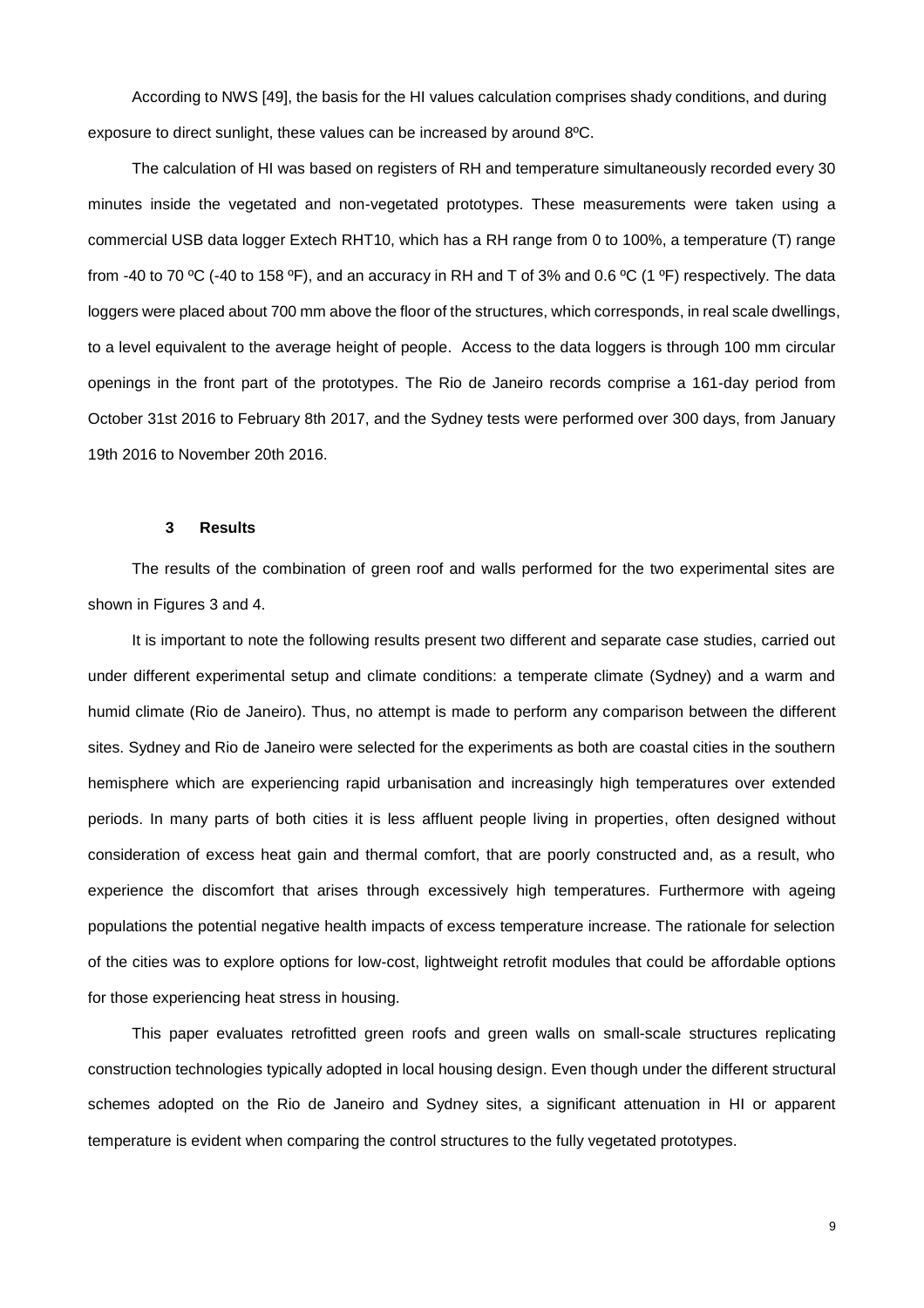According to NWS [49], the basis for the HI values calculation comprises shady conditions, and during exposure to direct sunlight, these values can be increased by around 8ºC.

The calculation of HI was based on registers of RH and temperature simultaneously recorded every 30 minutes inside the vegetated and non-vegetated prototypes. These measurements were taken using a commercial USB data logger Extech RHT10, which has a RH range from 0 to 100%, a temperature (T) range from -40 to 70 ºC (-40 to 158 ºF), and an accuracy in RH and T of 3% and 0.6 ºC (1 ºF) respectively. The data loggers were placed about 700 mm above the floor of the structures, which corresponds, in real scale dwellings, to a level equivalent to the average height of people. Access to the data loggers is through 100 mm circular openings in the front part of the prototypes. The Rio de Janeiro records comprise a 161-day period from October 31st 2016 to February 8th 2017, and the Sydney tests were performed over 300 days, from January 19th 2016 to November 20th 2016.

## 3 Results

The results of the combination of green roof and walls performed for the two experimental sites are shown in Figures 3 and 4.

It is important to note the following results present two different and separate case studies, carried out under different experimental setup and climate conditions: a temperate climate (Sydney) and a warm and humid climate (Rio de Janeiro). Thus, no attempt is made to perform any comparison between the different sites. Sydney and Rio de Janeiro were selected for the experiments as both are coastal cities in the southern hemisphere which are experiencing rapid urbanisation and increasingly high temperatures over extended periods. In many parts of both cities it is less affluent people living in properties, often designed without consideration of excess heat gain and thermal comfort, that are poorly constructed and, as a result, who experience the discomfort that arises through excessively high temperatures. Furthermore with ageing populations the potential negative health impacts of excess temperature increase. The rationale for selection of the cities was to explore options for low-cost, lightweight retrofit modules that could be affordable options for those experiencing heat stress in housing.

This paper evaluates retrofitted green roofs and green walls on small-scale structures replicating construction technologies typically adopted in local housing design. Even though under the different structural schemes adopted on the Rio de Janeiro and Sydney sites, a significant attenuation in HI or apparent temperature is evident when comparing the control structures to the fully vegetated prototypes.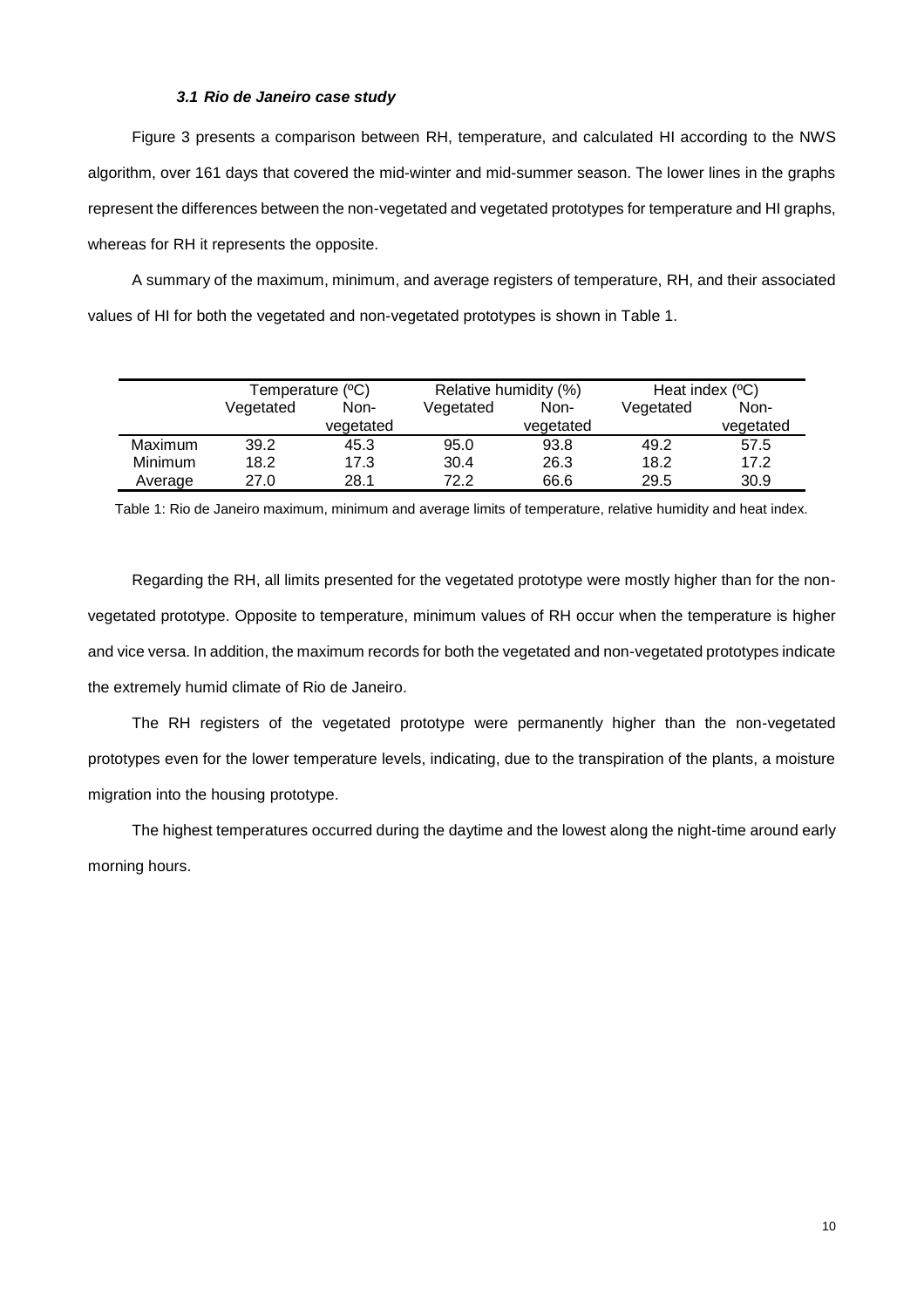### *3.1 Rio de Janeiro case study*

Figure 3 presents a comparison between RH, temperature, and calculated HI according to the NWS algorithm, over 161 days that covered the mid-winter and mid-summer season. The lower lines in the graphs represent the differences between the non-vegetated and vegetated prototypes for temperature and HI graphs, whereas for RH it represents the opposite.

A summary of the maximum, minimum, and average registers of temperature, RH, and their associated values of HI for both the vegetated and non-vegetated prototypes is shown in Table 1.

| | Temperature (ºC) | | Relative humidity (%) | | Heat index (ºC) | |
|---|---|---|---|---|---|---|
| | Vegetated | Non-vegetated | Vegetated | Non-vegetated | Vegetated | Non-vegetated |
| Maximum | 39.2 | 45.3 | 95.0 | 93.8 | 49.2 | 57.5 |
| Minimum | 18.2 | 17.3 | 30.4 | 26.3 | 18.2 | 17.2 |
| Average | 27.0 | 28.1 | 72.2 | 66.6 | 29.5 | 30.9 |

Table 1: Rio de Janeiro maximum, minimum and average limits of temperature, relative humidity and heat index.

Regarding the RH, all limits presented for the vegetated prototype were mostly higher than for the non-vegetated prototype. Opposite to temperature, minimum values of RH occur when the temperature is higher and vice versa. In addition, the maximum records for both the vegetated and non-vegetated prototypes indicate the extremely humid climate of Rio de Janeiro.

The RH registers of the vegetated prototype were permanently higher than the non-vegetated prototypes even for the lower temperature levels, indicating, due to the transpiration of the plants, a moisture migration into the housing prototype.

The highest temperatures occurred during the daytime and the lowest along the night-time around early morning hours.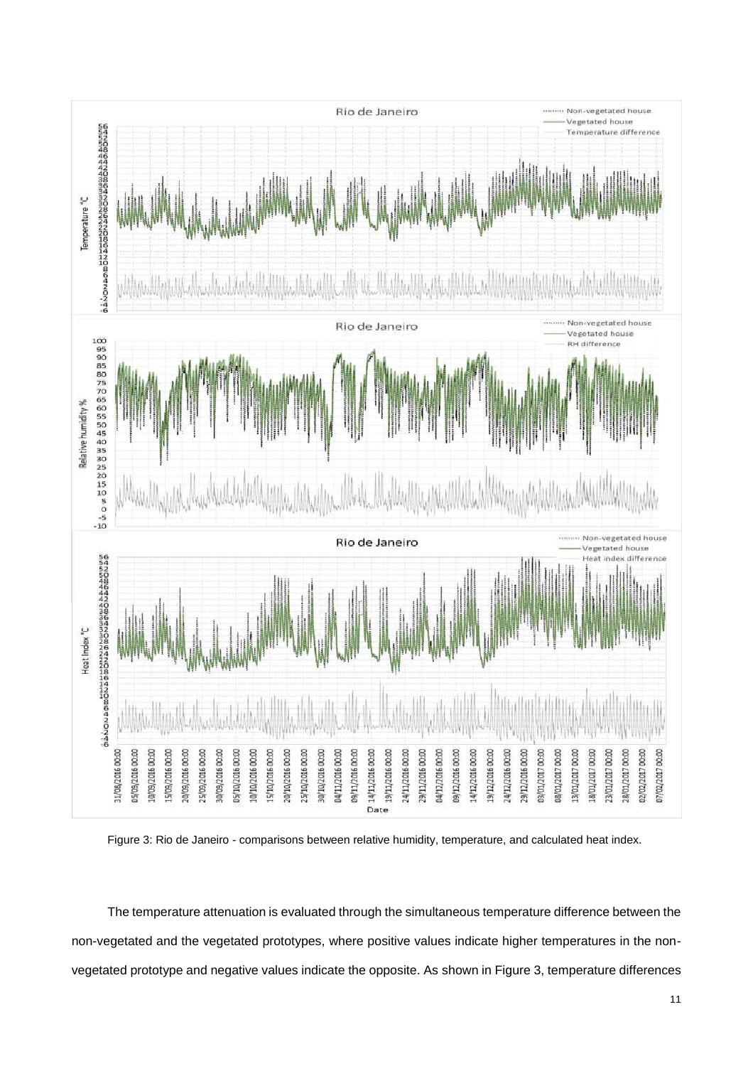Figure 3: Rio de Janeiro - comparisons between relative humidity, temperature, and calculated heat index.

The temperature attenuation is evaluated through the simultaneous temperature difference between the non-vegetated and the vegetated prototypes, where positive values indicate higher temperatures in the non-vegetated prototype and negative values indicate the opposite. As shown in Figure 3, temperature differences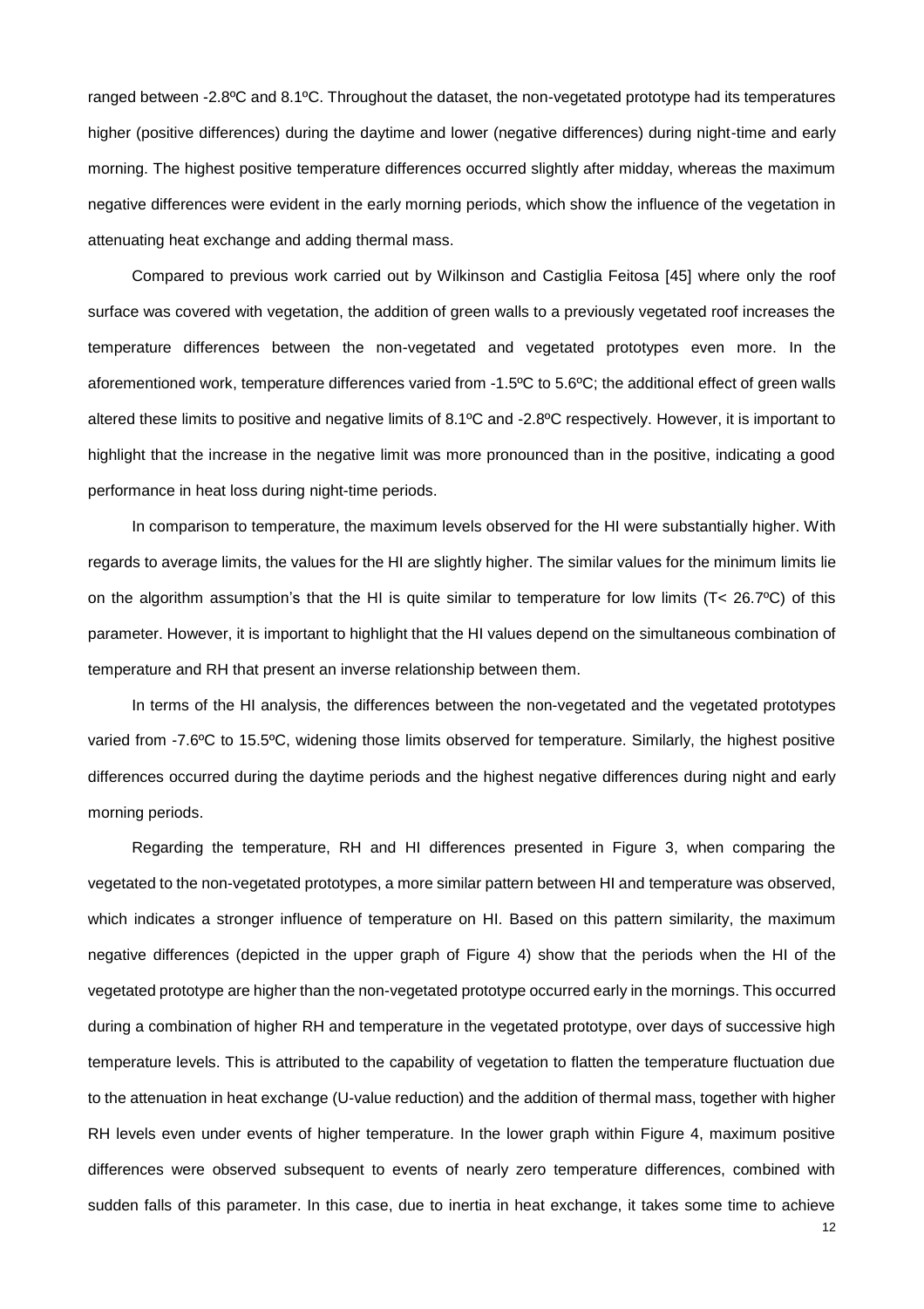ranged between -2.8ºC and 8.1ºC. Throughout the dataset, the non-vegetated prototype had its temperatures higher (positive differences) during the daytime and lower (negative differences) during night-time and early morning. The highest positive temperature differences occurred slightly after midday, whereas the maximum negative differences were evident in the early morning periods, which show the influence of the vegetation in attenuating heat exchange and adding thermal mass.

Compared to previous work carried out by Wilkinson and Castiglia Feitosa [45] where only the roof surface was covered with vegetation, the addition of green walls to a previously vegetated roof increases the temperature differences between the non-vegetated and vegetated prototypes even more. In the aforementioned work, temperature differences varied from -1.5ºC to 5.6ºC; the additional effect of green walls altered these limits to positive and negative limits of 8.1ºC and -2.8ºC respectively. However, it is important to highlight that the increase in the negative limit was more pronounced than in the positive, indicating a good performance in heat loss during night-time periods.

In comparison to temperature, the maximum levels observed for the HI were substantially higher. With regards to average limits, the values for the HI are slightly higher. The similar values for the minimum limits lie on the algorithm assumption's that the HI is quite similar to temperature for low limits (T< 26.7ºC) of this parameter. However, it is important to highlight that the HI values depend on the simultaneous combination of temperature and RH that present an inverse relationship between them.

In terms of the HI analysis, the differences between the non-vegetated and the vegetated prototypes varied from -7.6ºC to 15.5ºC, widening those limits observed for temperature. Similarly, the highest positive differences occurred during the daytime periods and the highest negative differences during night and early morning periods.

Regarding the temperature, RH and HI differences presented in Figure 3, when comparing the vegetated to the non-vegetated prototypes, a more similar pattern between HI and temperature was observed, which indicates a stronger influence of temperature on HI. Based on this pattern similarity, the maximum negative differences (depicted in the upper graph of Figure 4) show that the periods when the HI of the vegetated prototype are higher than the non-vegetated prototype occurred early in the mornings. This occurred during a combination of higher RH and temperature in the vegetated prototype, over days of successive high temperature levels. This is attributed to the capability of vegetation to flatten the temperature fluctuation due to the attenuation in heat exchange (U-value reduction) and the addition of thermal mass, together with higher RH levels even under events of higher temperature. In the lower graph within Figure 4, maximum positive differences were observed subsequent to events of nearly zero temperature differences, combined with sudden falls of this parameter. In this case, due to inertia in heat exchange, it takes some time to achieve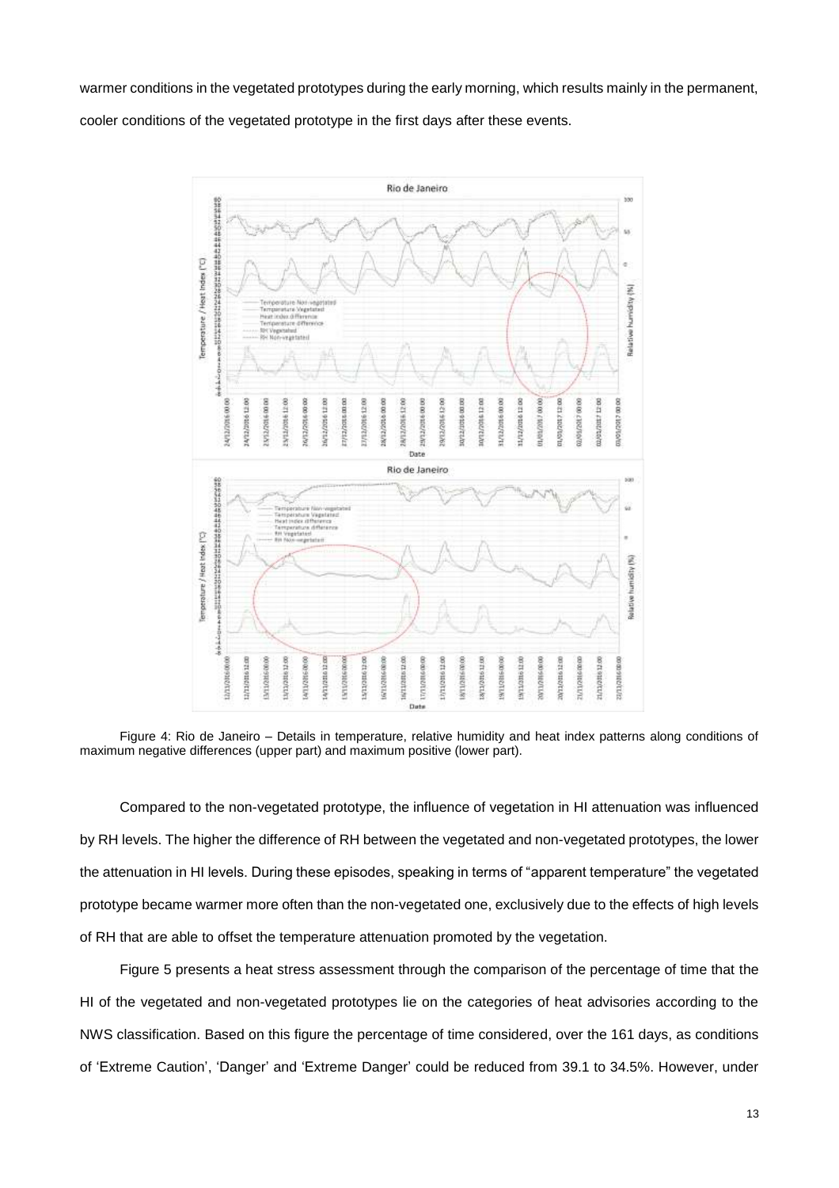warmer conditions in the vegetated prototypes during the early morning, which results mainly in the permanent, cooler conditions of the vegetated prototype in the first days after these events.

Figure 4: Rio de Janeiro – Details in temperature, relative humidity and heat index patterns along conditions of maximum negative differences (upper part) and maximum positive (lower part).

Compared to the non-vegetated prototype, the influence of vegetation in HI attenuation was influenced by RH levels. The higher the difference of RH between the vegetated and non-vegetated prototypes, the lower the attenuation in HI levels. During these episodes, speaking in terms of "apparent temperature" the vegetated prototype became warmer more often than the non-vegetated one, exclusively due to the effects of high levels of RH that are able to offset the temperature attenuation promoted by the vegetation.

Figure 5 presents a heat stress assessment through the comparison of the percentage of time that the HI of the vegetated and non-vegetated prototypes lie on the categories of heat advisories according to the NWS classification. Based on this figure the percentage of time considered, over the 161 days, as conditions of 'Extreme Caution', 'Danger' and 'Extreme Danger' could be reduced from 39.1 to 34.5%. However, under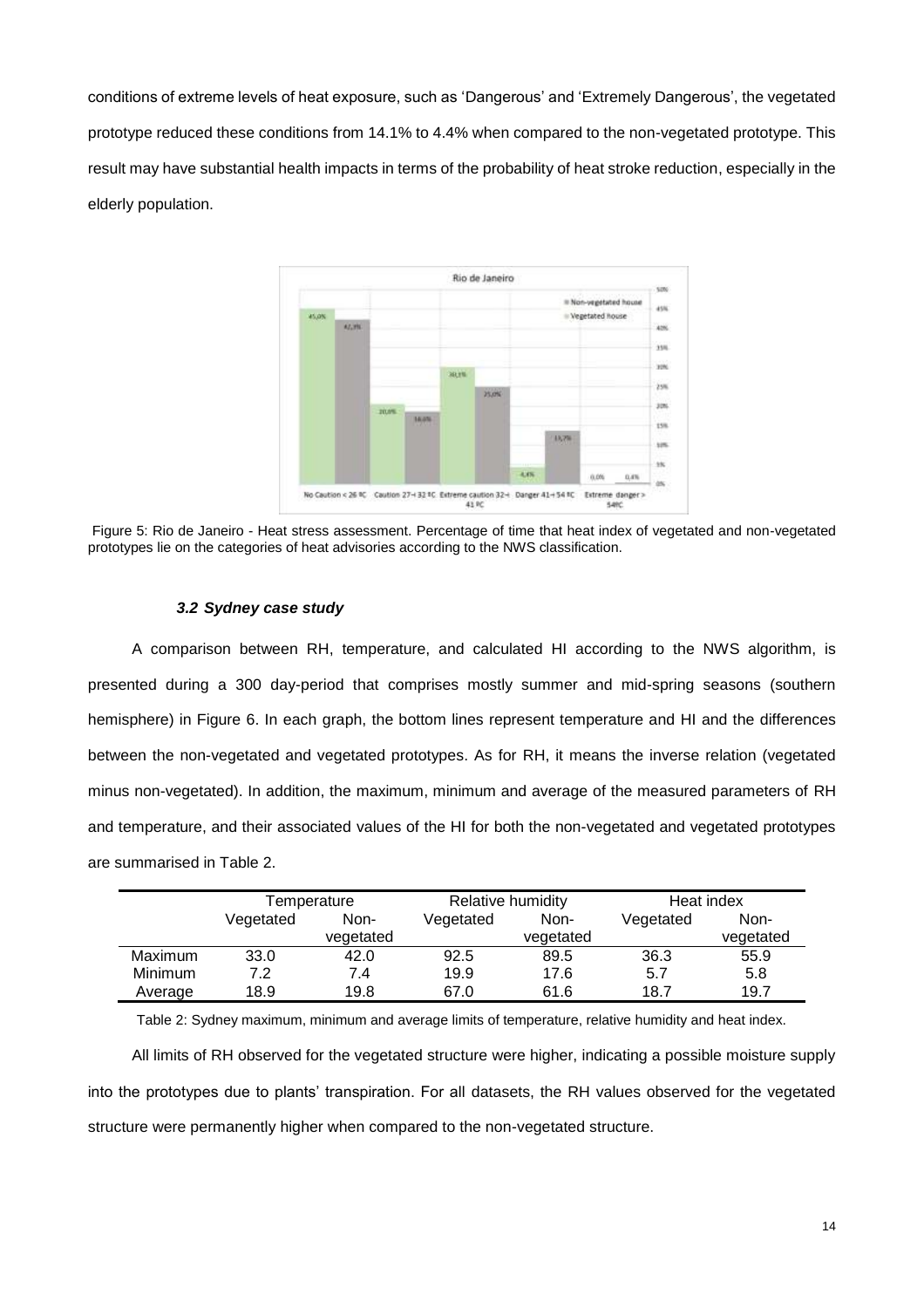conditions of extreme levels of heat exposure, such as 'Dangerous' and 'Extremely Dangerous', the vegetated prototype reduced these conditions from 14.1% to 4.4% when compared to the non-vegetated prototype. This result may have substantial health impacts in terms of the probability of heat stroke reduction, especially in the elderly population.

Figure 5: Rio de Janeiro - Heat stress assessment. Percentage of time that heat index of vegetated and non-vegetated prototypes lie on the categories of heat advisories according to the NWS classification.

### *3.2 Sydney case study*

A comparison between RH, temperature, and calculated HI according to the NWS algorithm, is presented during a 300 day-period that comprises mostly summer and mid-spring seasons (southern hemisphere) in Figure 6. In each graph, the bottom lines represent temperature and HI and the differences between the non-vegetated and vegetated prototypes. As for RH, it means the inverse relation (vegetated minus non-vegetated). In addition, the maximum, minimum and average of the measured parameters of RH and temperature, and their associated values of the HI for both the non-vegetated and vegetated prototypes are summarised in Table 2.

| | Temperature | | Relative humidity | | Heat index | |
|---|---|---|---|---|---|---|
| | Vegetated | Non-vegetated | Vegetated | Non-vegetated | Vegetated | Non-vegetated |
| Maximum | 33.0 | 42.0 | 92.5 | 89.5 | 36.3 | 55.9 |
| Minimum | 7.2 | 7.4 | 19.9 | 17.6 | 5.7 | 5.8 |
| Average | 18.9 | 19.8 | 67.0 | 61.6 | 18.7 | 19.7 |

Table 2: Sydney maximum, minimum and average limits of temperature, relative humidity and heat index.

All limits of RH observed for the vegetated structure were higher, indicating a possible moisture supply into the prototypes due to plants' transpiration. For all datasets, the RH values observed for the vegetated structure were permanently higher when compared to the non-vegetated structure.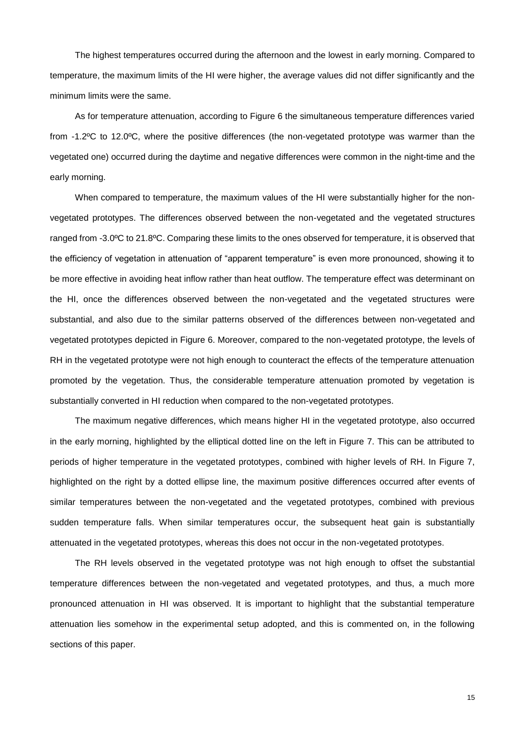The highest temperatures occurred during the afternoon and the lowest in early morning. Compared to temperature, the maximum limits of the HI were higher, the average values did not differ significantly and the minimum limits were the same.

As for temperature attenuation, according to Figure 6 the simultaneous temperature differences varied from -1.2ºC to 12.0ºC, where the positive differences (the non-vegetated prototype was warmer than the vegetated one) occurred during the daytime and negative differences were common in the night-time and the early morning.

When compared to temperature, the maximum values of the HI were substantially higher for the non-vegetated prototypes. The differences observed between the non-vegetated and the vegetated structures ranged from -3.0ºC to 21.8ºC. Comparing these limits to the ones observed for temperature, it is observed that the efficiency of vegetation in attenuation of "apparent temperature" is even more pronounced, showing it to be more effective in avoiding heat inflow rather than heat outflow. The temperature effect was determinant on the HI, once the differences observed between the non-vegetated and the vegetated structures were substantial, and also due to the similar patterns observed of the differences between non-vegetated and vegetated prototypes depicted in Figure 6. Moreover, compared to the non-vegetated prototype, the levels of RH in the vegetated prototype were not high enough to counteract the effects of the temperature attenuation promoted by the vegetation. Thus, the considerable temperature attenuation promoted by vegetation is substantially converted in HI reduction when compared to the non-vegetated prototypes.

The maximum negative differences, which means higher HI in the vegetated prototype, also occurred in the early morning, highlighted by the elliptical dotted line on the left in Figure 7. This can be attributed to periods of higher temperature in the vegetated prototypes, combined with higher levels of RH. In Figure 7, highlighted on the right by a dotted ellipse line, the maximum positive differences occurred after events of similar temperatures between the non-vegetated and the vegetated prototypes, combined with previous sudden temperature falls. When similar temperatures occur, the subsequent heat gain is substantially attenuated in the vegetated prototypes, whereas this does not occur in the non-vegetated prototypes.

The RH levels observed in the vegetated prototype was not high enough to offset the substantial temperature differences between the non-vegetated and vegetated prototypes, and thus, a much more pronounced attenuation in HI was observed. It is important to highlight that the substantial temperature attenuation lies somehow in the experimental setup adopted, and this is commented on, in the following sections of this paper.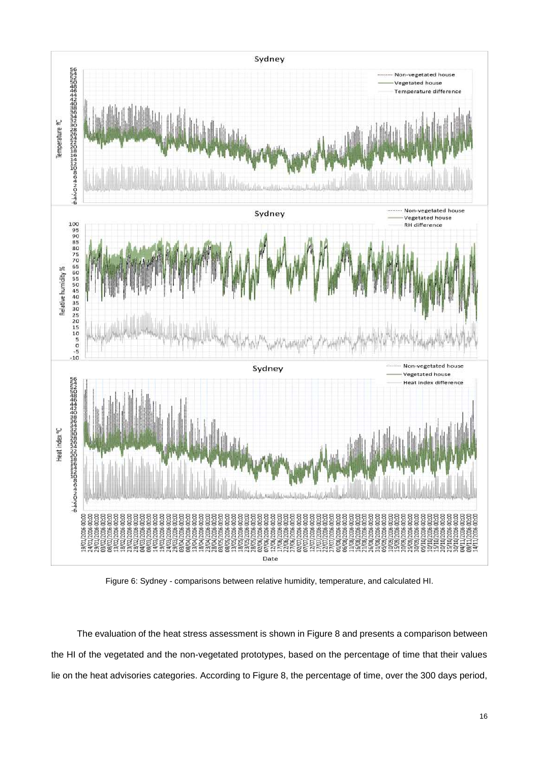Figure 6: Sydney - comparisons between relative humidity, temperature, and calculated HI.

The evaluation of the heat stress assessment is shown in Figure 8 and presents a comparison between the HI of the vegetated and the non-vegetated prototypes, based on the percentage of time that their values lie on the heat advisories categories. According to Figure 8, the percentage of time, over the 300 days period,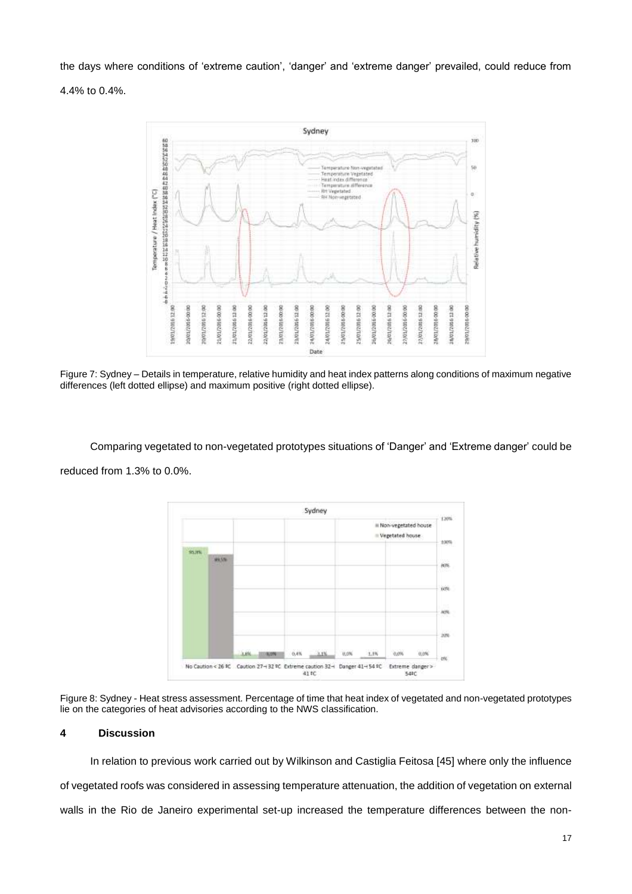the days where conditions of 'extreme caution', 'danger' and 'extreme danger' prevailed, could reduce from 4.4% to 0.4%.

Figure 7: Sydney – Details in temperature, relative humidity and heat index patterns along conditions of maximum negative differences (left dotted ellipse) and maximum positive (right dotted ellipse).

Comparing vegetated to non-vegetated prototypes situations of 'Danger' and 'Extreme danger' could be reduced from 1.3% to 0.0%.

Figure 8: Sydney - Heat stress assessment. Percentage of time that heat index of vegetated and non-vegetated prototypes lie on the categories of heat advisories according to the NWS classification.

# 4 Discussion

In relation to previous work carried out by Wilkinson and Castiglia Feitosa [45] where only the influence of vegetated roofs was considered in assessing temperature attenuation, the addition of vegetation on external walls in the Rio de Janeiro experimental set-up increased the temperature differences between the non-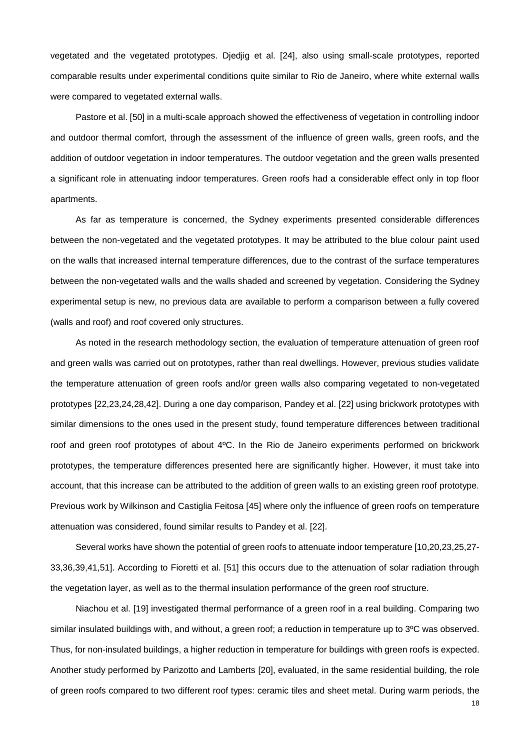vegetated and the vegetated prototypes. Djedjig et al. [24], also using small-scale prototypes, reported comparable results under experimental conditions quite similar to Rio de Janeiro, where white external walls were compared to vegetated external walls.

Pastore et al. [50] in a multi-scale approach showed the effectiveness of vegetation in controlling indoor and outdoor thermal comfort, through the assessment of the influence of green walls, green roofs, and the addition of outdoor vegetation in indoor temperatures. The outdoor vegetation and the green walls presented a significant role in attenuating indoor temperatures. Green roofs had a considerable effect only in top floor apartments.

As far as temperature is concerned, the Sydney experiments presented considerable differences between the non-vegetated and the vegetated prototypes. It may be attributed to the blue colour paint used on the walls that increased internal temperature differences, due to the contrast of the surface temperatures between the non-vegetated walls and the walls shaded and screened by vegetation. Considering the Sydney experimental setup is new, no previous data are available to perform a comparison between a fully covered (walls and roof) and roof covered only structures.

As noted in the research methodology section, the evaluation of temperature attenuation of green roof and green walls was carried out on prototypes, rather than real dwellings. However, previous studies validate the temperature attenuation of green roofs and/or green walls also comparing vegetated to non-vegetated prototypes [22,23,24,28,42]. During a one day comparison, Pandey et al. [22] using brickwork prototypes with similar dimensions to the ones used in the present study, found temperature differences between traditional roof and green roof prototypes of about 4ºC. In the Rio de Janeiro experiments performed on brickwork prototypes, the temperature differences presented here are significantly higher. However, it must take into account, that this increase can be attributed to the addition of green walls to an existing green roof prototype. Previous work by Wilkinson and Castiglia Feitosa [45] where only the influence of green roofs on temperature attenuation was considered, found similar results to Pandey et al. [22].

Several works have shown the potential of green roofs to attenuate indoor temperature [10,20,23,25,27-33,36,39,41,51]. According to Fioretti et al. [51] this occurs due to the attenuation of solar radiation through the vegetation layer, as well as to the thermal insulation performance of the green roof structure.

Niachou et al. [19] investigated thermal performance of a green roof in a real building. Comparing two similar insulated buildings with, and without, a green roof; a reduction in temperature up to 3ºC was observed. Thus, for non-insulated buildings, a higher reduction in temperature for buildings with green roofs is expected. Another study performed by Parizotto and Lamberts [20], evaluated, in the same residential building, the role of green roofs compared to two different roof types: ceramic tiles and sheet metal. During warm periods, the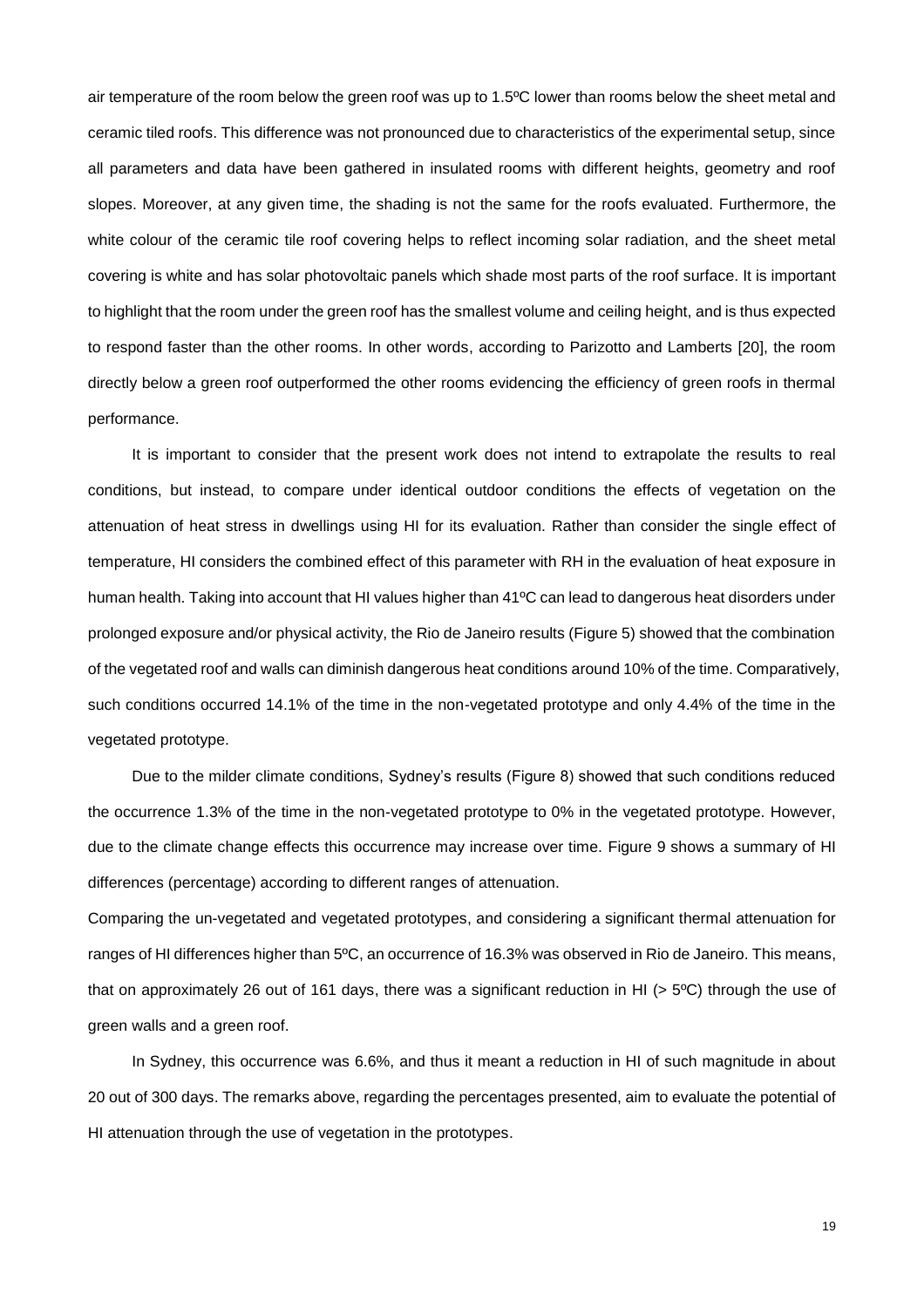air temperature of the room below the green roof was up to 1.5ºC lower than rooms below the sheet metal and ceramic tiled roofs. This difference was not pronounced due to characteristics of the experimental setup, since all parameters and data have been gathered in insulated rooms with different heights, geometry and roof slopes. Moreover, at any given time, the shading is not the same for the roofs evaluated. Furthermore, the white colour of the ceramic tile roof covering helps to reflect incoming solar radiation, and the sheet metal covering is white and has solar photovoltaic panels which shade most parts of the roof surface. It is important to highlight that the room under the green roof has the smallest volume and ceiling height, and is thus expected to respond faster than the other rooms. In other words, according to Parizotto and Lamberts [20], the room directly below a green roof outperformed the other rooms evidencing the efficiency of green roofs in thermal performance.

It is important to consider that the present work does not intend to extrapolate the results to real conditions, but instead, to compare under identical outdoor conditions the effects of vegetation on the attenuation of heat stress in dwellings using HI for its evaluation. Rather than consider the single effect of temperature, HI considers the combined effect of this parameter with RH in the evaluation of heat exposure in human health. Taking into account that HI values higher than 41ºC can lead to dangerous heat disorders under prolonged exposure and/or physical activity, the Rio de Janeiro results (Figure 5) showed that the combination of the vegetated roof and walls can diminish dangerous heat conditions around 10% of the time. Comparatively, such conditions occurred 14.1% of the time in the non-vegetated prototype and only 4.4% of the time in the vegetated prototype.

Due to the milder climate conditions, Sydney's results (Figure 8) showed that such conditions reduced the occurrence 1.3% of the time in the non-vegetated prototype to 0% in the vegetated prototype. However, due to the climate change effects this occurrence may increase over time. Figure 9 shows a summary of HI differences (percentage) according to different ranges of attenuation.

Comparing the un-vegetated and vegetated prototypes, and considering a significant thermal attenuation for ranges of HI differences higher than 5ºC, an occurrence of 16.3% was observed in Rio de Janeiro. This means, that on approximately 26 out of 161 days, there was a significant reduction in HI (> 5ºC) through the use of green walls and a green roof.

In Sydney, this occurrence was 6.6%, and thus it meant a reduction in HI of such magnitude in about 20 out of 300 days. The remarks above, regarding the percentages presented, aim to evaluate the potential of HI attenuation through the use of vegetation in the prototypes.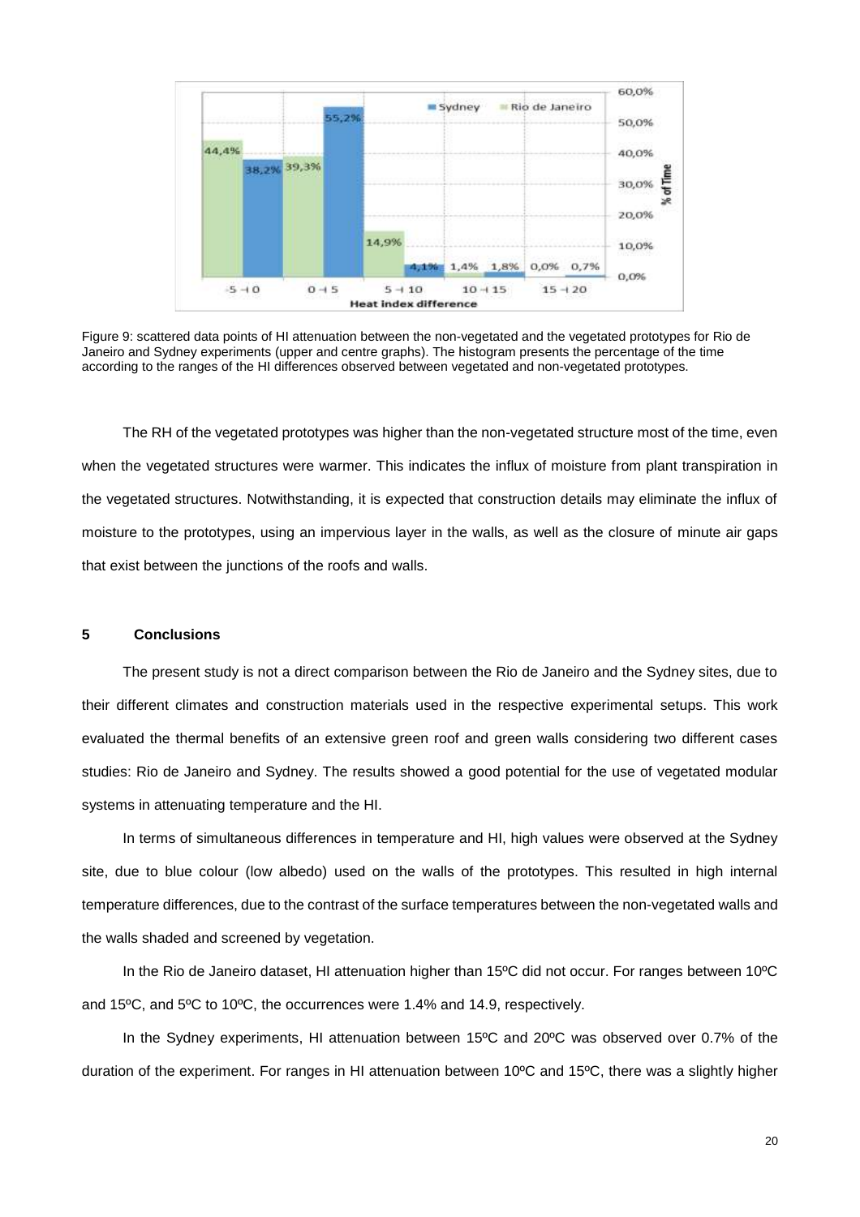Figure 9: scattered data points of HI attenuation between the non-vegetated and the vegetated prototypes for Rio de Janeiro and Sydney experiments (upper and centre graphs). The histogram presents the percentage of the time according to the ranges of the HI differences observed between vegetated and non-vegetated prototypes.

The RH of the vegetated prototypes was higher than the non-vegetated structure most of the time, even when the vegetated structures were warmer. This indicates the influx of moisture from plant transpiration in the vegetated structures. Notwithstanding, it is expected that construction details may eliminate the influx of moisture to the prototypes, using an impervious layer in the walls, as well as the closure of minute air gaps that exist between the junctions of the roofs and walls.

## 5 Conclusions

The present study is not a direct comparison between the Rio de Janeiro and the Sydney sites, due to their different climates and construction materials used in the respective experimental setups. This work evaluated the thermal benefits of an extensive green roof and green walls considering two different cases studies: Rio de Janeiro and Sydney. The results showed a good potential for the use of vegetated modular systems in attenuating temperature and the HI.

In terms of simultaneous differences in temperature and HI, high values were observed at the Sydney site, due to blue colour (low albedo) used on the walls of the prototypes. This resulted in high internal temperature differences, due to the contrast of the surface temperatures between the non-vegetated walls and the walls shaded and screened by vegetation.

In the Rio de Janeiro dataset, HI attenuation higher than 15ºC did not occur. For ranges between 10ºC and 15ºC, and 5ºC to 10ºC, the occurrences were 1.4% and 14.9, respectively.

In the Sydney experiments, HI attenuation between 15ºC and 20ºC was observed over 0.7% of the duration of the experiment. For ranges in HI attenuation between 10ºC and 15ºC, there was a slightly higher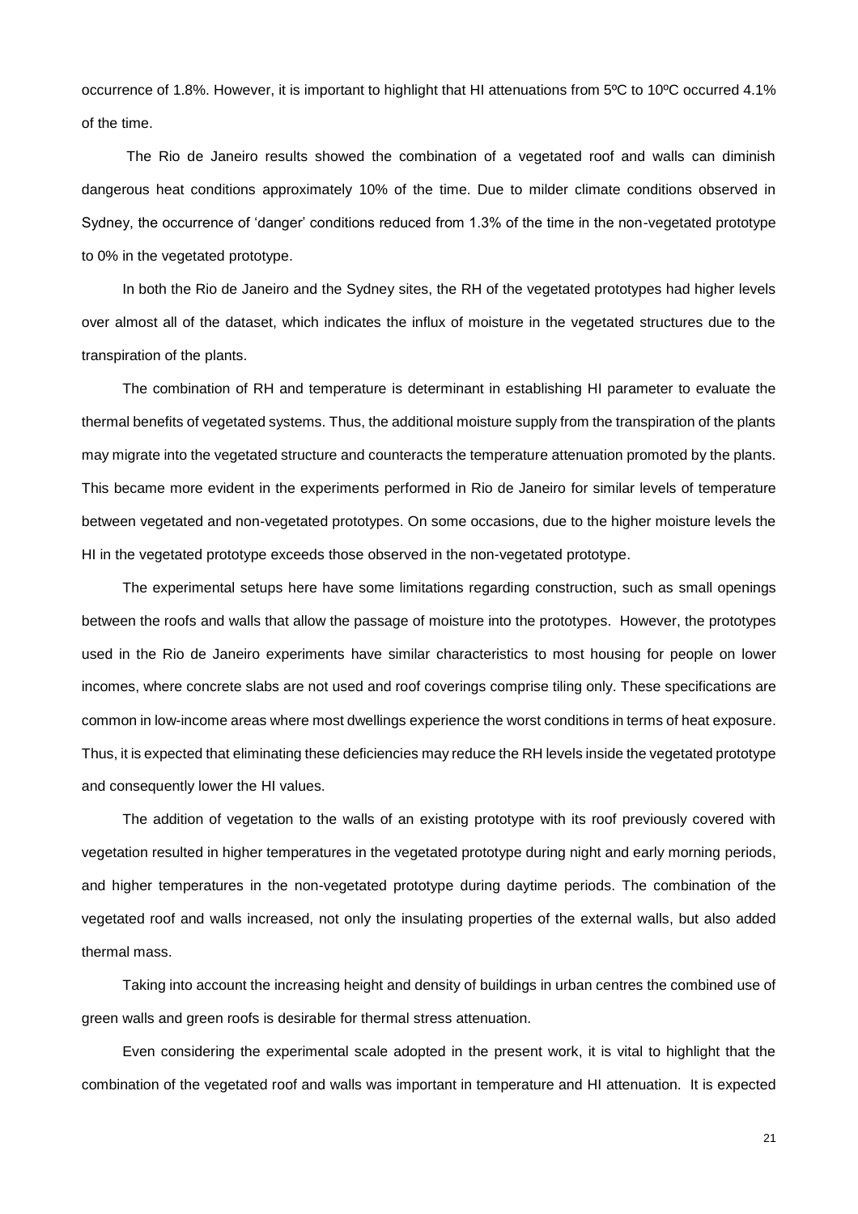occurrence of 1.8%. However, it is important to highlight that HI attenuations from 5ºC to 10ºC occurred 4.1% of the time.

The Rio de Janeiro results showed the combination of a vegetated roof and walls can diminish dangerous heat conditions approximately 10% of the time. Due to milder climate conditions observed in Sydney, the occurrence of 'danger' conditions reduced from 1.3% of the time in the non-vegetated prototype to 0% in the vegetated prototype.

In both the Rio de Janeiro and the Sydney sites, the RH of the vegetated prototypes had higher levels over almost all of the dataset, which indicates the influx of moisture in the vegetated structures due to the transpiration of the plants.

The combination of RH and temperature is determinant in establishing HI parameter to evaluate the thermal benefits of vegetated systems. Thus, the additional moisture supply from the transpiration of the plants may migrate into the vegetated structure and counteracts the temperature attenuation promoted by the plants. This became more evident in the experiments performed in Rio de Janeiro for similar levels of temperature between vegetated and non-vegetated prototypes. On some occasions, due to the higher moisture levels the HI in the vegetated prototype exceeds those observed in the non-vegetated prototype.

The experimental setups here have some limitations regarding construction, such as small openings between the roofs and walls that allow the passage of moisture into the prototypes. However, the prototypes used in the Rio de Janeiro experiments have similar characteristics to most housing for people on lower incomes, where concrete slabs are not used and roof coverings comprise tiling only. These specifications are common in low-income areas where most dwellings experience the worst conditions in terms of heat exposure. Thus, it is expected that eliminating these deficiencies may reduce the RH levels inside the vegetated prototype and consequently lower the HI values.

The addition of vegetation to the walls of an existing prototype with its roof previously covered with vegetation resulted in higher temperatures in the vegetated prototype during night and early morning periods, and higher temperatures in the non-vegetated prototype during daytime periods. The combination of the vegetated roof and walls increased, not only the insulating properties of the external walls, but also added thermal mass.

Taking into account the increasing height and density of buildings in urban centres the combined use of green walls and green roofs is desirable for thermal stress attenuation.

Even considering the experimental scale adopted in the present work, it is vital to highlight that the combination of the vegetated roof and walls was important in temperature and HI attenuation. It is expected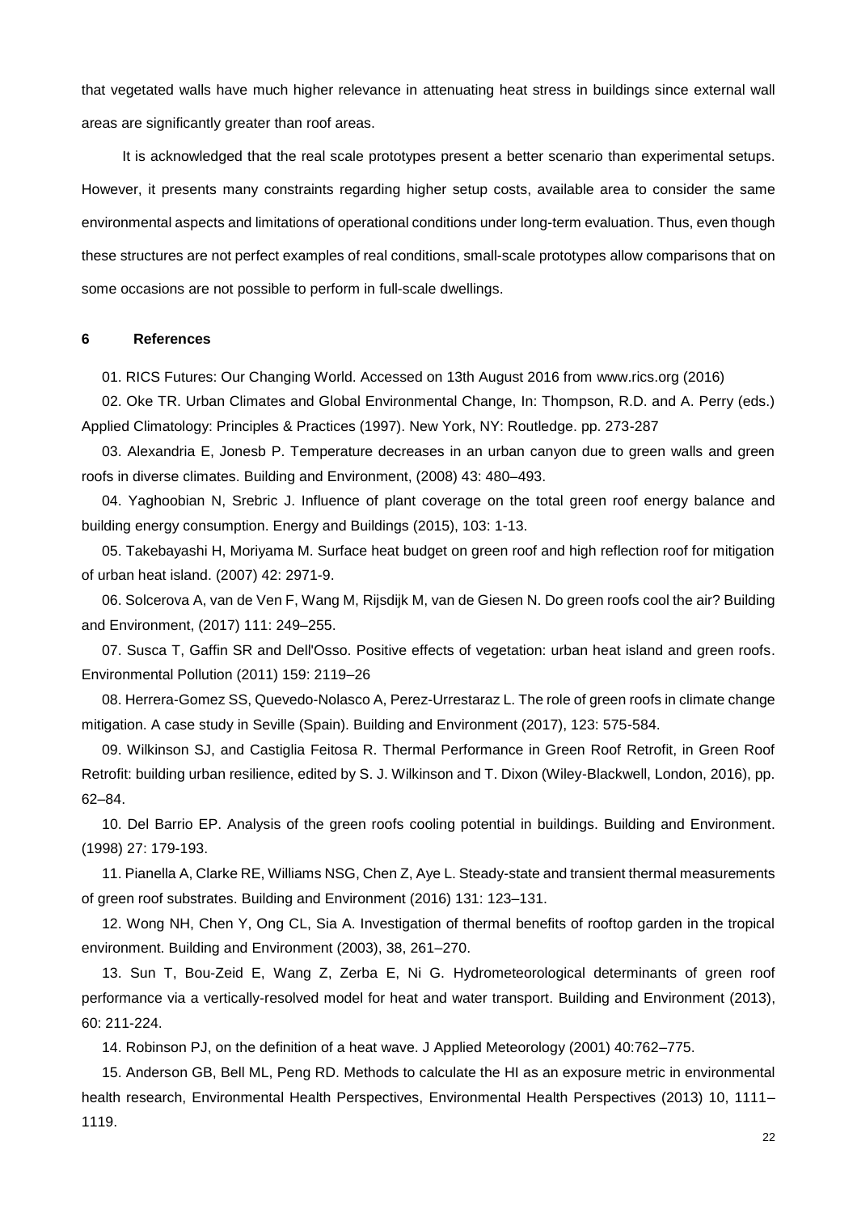that vegetated walls have much higher relevance in attenuating heat stress in buildings since external wall areas are significantly greater than roof areas.

It is acknowledged that the real scale prototypes present a better scenario than experimental setups. However, it presents many constraints regarding higher setup costs, available area to consider the same environmental aspects and limitations of operational conditions under long-term evaluation. Thus, even though these structures are not perfect examples of real conditions, small-scale prototypes allow comparisons that on some occasions are not possible to perform in full-scale dwellings.

## 6 References

01. RICS Futures: Our Changing World. Accessed on 13th August 2016 from www.rics.org (2016)

02. Oke TR. Urban Climates and Global Environmental Change, In: Thompson, R.D. and A. Perry (eds.) Applied Climatology: Principles & Practices (1997). New York, NY: Routledge. pp. 273-287

03. Alexandria E, Jonesb P. Temperature decreases in an urban canyon due to green walls and green roofs in diverse climates. Building and Environment, (2008) 43: 480–493.

04. Yaghoobian N, Srebric J. Influence of plant coverage on the total green roof energy balance and building energy consumption. Energy and Buildings (2015), 103: 1-13.

05. Takebayashi H, Moriyama M. Surface heat budget on green roof and high reflection roof for mitigation of urban heat island. (2007) 42: 2971-9.

06. Solcerova A, van de Ven F, Wang M, Rijsdijk M, van de Giesen N. Do green roofs cool the air? Building and Environment, (2017) 111: 249–255.

07. Susca T, Gaffin SR and Dell'Osso. Positive effects of vegetation: urban heat island and green roofs. Environmental Pollution (2011) 159: 2119–26

08. Herrera-Gomez SS, Quevedo-Nolasco A, Perez-Urrestaraz L. The role of green roofs in climate change mitigation. A case study in Seville (Spain). Building and Environment (2017), 123: 575-584.

09. Wilkinson SJ, and Castiglia Feitosa R. Thermal Performance in Green Roof Retrofit, in Green Roof Retrofit: building urban resilience, edited by S. J. Wilkinson and T. Dixon (Wiley-Blackwell, London, 2016), pp. 62–84.

10. Del Barrio EP. Analysis of the green roofs cooling potential in buildings. Building and Environment. (1998) 27: 179-193.

11. Pianella A, Clarke RE, Williams NSG, Chen Z, Aye L. Steady-state and transient thermal measurements of green roof substrates. Building and Environment (2016) 131: 123–131.

12. Wong NH, Chen Y, Ong CL, Sia A. Investigation of thermal benefits of rooftop garden in the tropical environment. Building and Environment (2003), 38, 261–270.

13. Sun T, Bou-Zeid E, Wang Z, Zerba E, Ni G. Hydrometeorological determinants of green roof performance via a vertically-resolved model for heat and water transport. Building and Environment (2013), 60: 211-224.

14. Robinson PJ, on the definition of a heat wave. J Applied Meteorology (2001) 40:762–775.

15. Anderson GB, Bell ML, Peng RD. Methods to calculate the HI as an exposure metric in environmental health research, Environmental Health Perspectives, Environmental Health Perspectives (2013) 10, 1111–1119.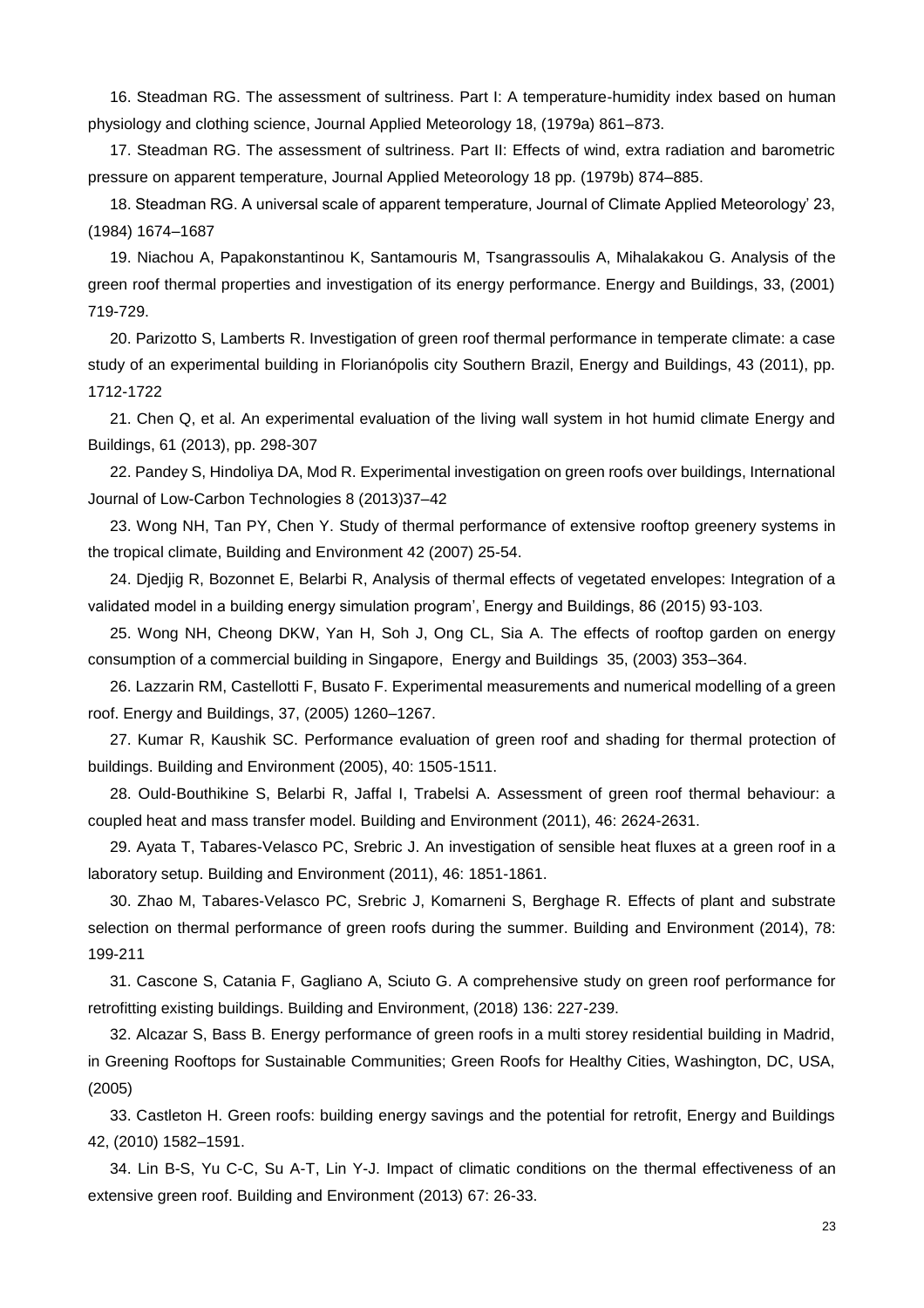16. Steadman RG. The assessment of sultriness. Part I: A temperature-humidity index based on human physiology and clothing science, Journal Applied Meteorology 18, (1979a) 861–873.

17. Steadman RG. The assessment of sultriness. Part II: Effects of wind, extra radiation and barometric pressure on apparent temperature, Journal Applied Meteorology 18 pp. (1979b) 874–885.

18. Steadman RG. A universal scale of apparent temperature, Journal of Climate Applied Meteorology' 23, (1984) 1674–1687

19. Niachou A, Papakonstantinou K, Santamouris M, Tsangrassoulis A, Mihalakakou G. Analysis of the green roof thermal properties and investigation of its energy performance. Energy and Buildings, 33, (2001) 719-729.

20. Parizotto S, Lamberts R. Investigation of green roof thermal performance in temperate climate: a case study of an experimental building in Florianópolis city Southern Brazil, Energy and Buildings, 43 (2011), pp. 1712-1722

21. Chen Q, et al. An experimental evaluation of the living wall system in hot humid climate Energy and Buildings, 61 (2013), pp. 298-307

22. Pandey S, Hindoliya DA, Mod R. Experimental investigation on green roofs over buildings, International Journal of Low-Carbon Technologies 8 (2013)37–42

23. Wong NH, Tan PY, Chen Y. Study of thermal performance of extensive rooftop greenery systems in the tropical climate, Building and Environment 42 (2007) 25-54.

24. Djedjig R, Bozonnet E, Belarbi R, Analysis of thermal effects of vegetated envelopes: Integration of a validated model in a building energy simulation program', Energy and Buildings, 86 (2015) 93-103.

25. Wong NH, Cheong DKW, Yan H, Soh J, Ong CL, Sia A. The effects of rooftop garden on energy consumption of a commercial building in Singapore, Energy and Buildings 35, (2003) 353–364.

26. Lazzarin RM, Castellotti F, Busato F. Experimental measurements and numerical modelling of a green roof. Energy and Buildings, 37, (2005) 1260–1267.

27. Kumar R, Kaushik SC. Performance evaluation of green roof and shading for thermal protection of buildings. Building and Environment (2005), 40: 1505-1511.

28. Ould-Bouthikine S, Belarbi R, Jaffal I, Trabelsi A. Assessment of green roof thermal behaviour: a coupled heat and mass transfer model. Building and Environment (2011), 46: 2624-2631.

29. Ayata T, Tabares-Velasco PC, Srebric J. An investigation of sensible heat fluxes at a green roof in a laboratory setup. Building and Environment (2011), 46: 1851-1861.

30. Zhao M, Tabares-Velasco PC, Srebric J, Komarneni S, Berghage R. Effects of plant and substrate selection on thermal performance of green roofs during the summer. Building and Environment (2014), 78: 199-211

31. Cascone S, Catania F, Gagliano A, Sciuto G. A comprehensive study on green roof performance for retrofitting existing buildings. Building and Environment, (2018) 136: 227-239.

32. Alcazar S, Bass B. Energy performance of green roofs in a multi storey residential building in Madrid, in Greening Rooftops for Sustainable Communities; Green Roofs for Healthy Cities, Washington, DC, USA, (2005)

33. Castleton H. Green roofs: building energy savings and the potential for retrofit, Energy and Buildings 42, (2010) 1582–1591.

34. Lin B-S, Yu C-C, Su A-T, Lin Y-J. Impact of climatic conditions on the thermal effectiveness of an extensive green roof. Building and Environment (2013) 67: 26-33.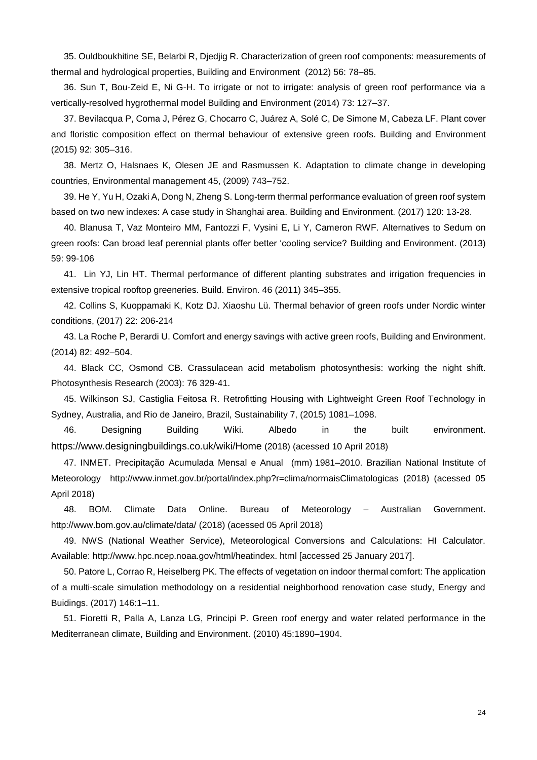35. Ouldboukhitine SE, Belarbi R, Djedjig R. Characterization of green roof components: measurements of thermal and hydrological properties, Building and Environment (2012) 56: 78–85.

36. Sun T, Bou-Zeid E, Ni G-H. To irrigate or not to irrigate: analysis of green roof performance via a vertically-resolved hygrothermal model Building and Environment (2014) 73: 127–37.

37. Bevilacqua P, Coma J, Pérez G, Chocarro C, Juárez A, Solé C, De Simone M, Cabeza LF. Plant cover and floristic composition effect on thermal behaviour of extensive green roofs. Building and Environment (2015) 92: 305–316.

38. Mertz O, Halsnaes K, Olesen JE and Rasmussen K. Adaptation to climate change in developing countries, Environmental management 45, (2009) 743–752.

39. He Y, Yu H, Ozaki A, Dong N, Zheng S. Long-term thermal performance evaluation of green roof system based on two new indexes: A case study in Shanghai area. Building and Environment. (2017) 120: 13-28.

40. Blanusa T, Vaz Monteiro MM, Fantozzi F, Vysini E, Li Y, Cameron RWF. Alternatives to Sedum on green roofs: Can broad leaf perennial plants offer better 'cooling service? Building and Environment. (2013) 59: 99-106

41. Lin YJ, Lin HT. Thermal performance of different planting substrates and irrigation frequencies in extensive tropical rooftop greeneries. Build. Environ. 46 (2011) 345–355.

42. Collins S, Kuoppamaki K, Kotz DJ. Xiaoshu Lü. Thermal behavior of green roofs under Nordic winter conditions, (2017) 22: 206-214

43. La Roche P, Berardi U. Comfort and energy savings with active green roofs, Building and Environment. (2014) 82: 492–504.

44. Black CC, Osmond CB. Crassulacean acid metabolism photosynthesis: working the night shift. Photosynthesis Research (2003): 76 329-41.

45. Wilkinson SJ, Castiglia Feitosa R. Retrofitting Housing with Lightweight Green Roof Technology in Sydney, Australia, and Rio de Janeiro, Brazil, Sustainability 7, (2015) 1081–1098.

46. Designing Building Wiki. Albedo in the built environment. https://www.designingbuildings.co.uk/wiki/Home (2018) (acessed 10 April 2018)

47. INMET. Precipitação Acumulada Mensal e Anual (mm) 1981–2010. Brazilian National Institute of Meteorology http://www.inmet.gov.br/portal/index.php?r=clima/normaisClimatologicas (2018) (acessed 05 April 2018)

48. BOM. Climate Data Online. Bureau of Meteorology – Australian Government. http://www.bom.gov.au/climate/data/ (2018) (acessed 05 April 2018)

49. NWS (National Weather Service), Meteorological Conversions and Calculations: HI Calculator. Available: http://www.hpc.ncep.noaa.gov/html/heatindex. html [accessed 25 January 2017].

50. Patore L, Corrao R, Heiselberg PK. The effects of vegetation on indoor thermal comfort: The application of a multi-scale simulation methodology on a residential neighborhood renovation case study, Energy and Buidings. (2017) 146:1–11.

51. Fioretti R, Palla A, Lanza LG, Principi P. Green roof energy and water related performance in the Mediterranean climate, Building and Environment. (2010) 45:1890–1904.